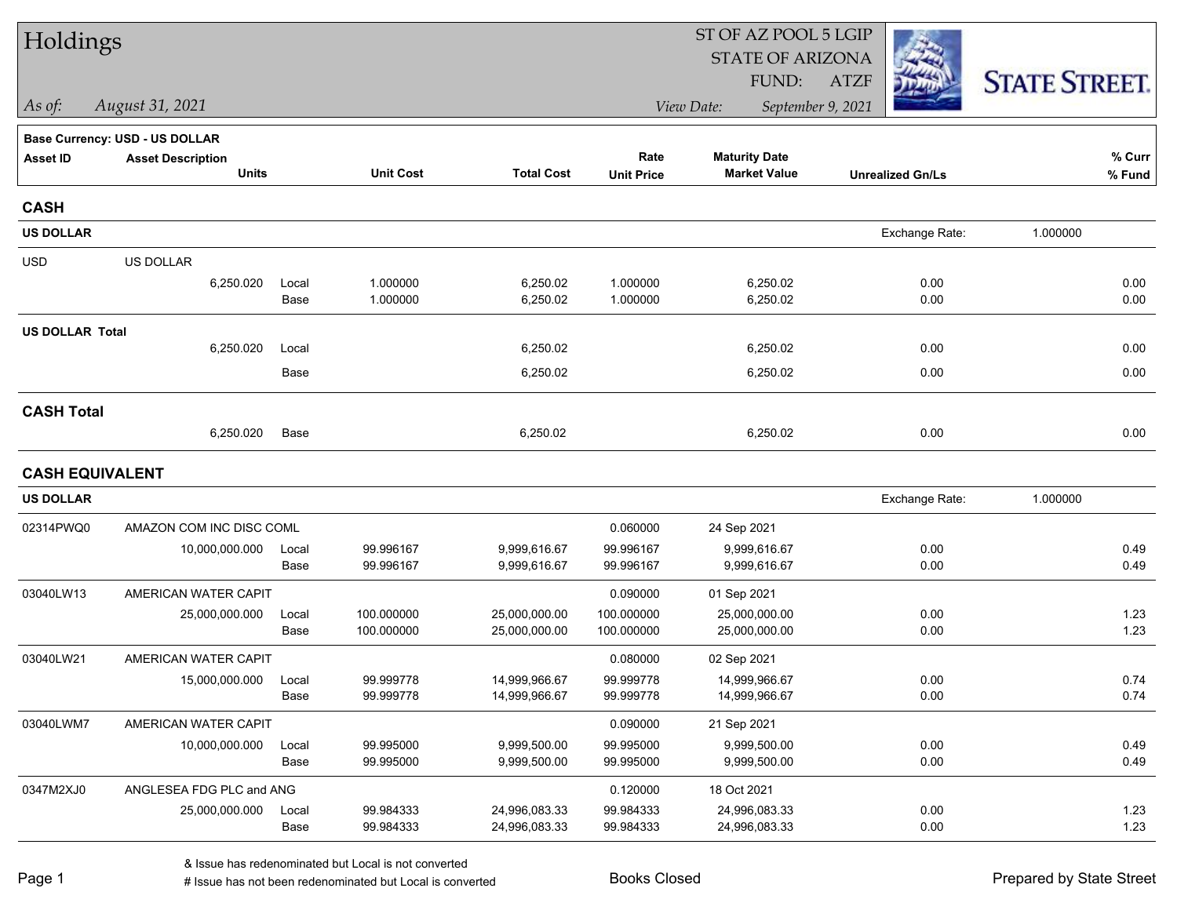# Holdings

ST OF AZ POOL 5 LGIP
STATE OF ARIZONA
FUND: ATZF

*As of: August 31, 2021*

*View Date: September 9, 2021*

STATE STREET.

**Base Currency: USD - US DOLLAR**

| Asset ID | Asset Description / Units | | Unit Cost | Total Cost | Rate / Unit Price | Maturity Date / Market Value | Unrealized Gn/Ls | % Curr / % Fund |
|---|---|---|---|---|---|---|---|---|
| **CASH** | | | | | | | | |
| **US DOLLAR** | | | | | | | Exchange Rate: | 1.000000 |
| USD | US DOLLAR | | | | | | | |
| | 6,250.020 | Local | 1.000000 | 6,250.02 | 1.000000 | 6,250.02 | 0.00 | 0.00 |
| | | Base | 1.000000 | 6,250.02 | 1.000000 | 6,250.02 | 0.00 | 0.00 |
| **US DOLLAR Total** | | | | | | | | |
| | 6,250.020 | Local | | 6,250.02 | | 6,250.02 | 0.00 | 0.00 |
| | | Base | | 6,250.02 | | 6,250.02 | 0.00 | 0.00 |
| **CASH Total** | | | | | | | | |
| | 6,250.020 | Base | | 6,250.02 | | 6,250.02 | 0.00 | 0.00 |
| **CASH EQUIVALENT** | | | | | | | | |
| **US DOLLAR** | | | | | | | Exchange Rate: | 1.000000 |
| 02314PWQ0 | AMAZON COM INC DISC COML | | | | 0.060000 | 24 Sep 2021 | | |
| | 10,000,000.000 | Local | 99.996167 | 9,999,616.67 | 99.996167 | 9,999,616.67 | 0.00 | 0.49 |
| | | Base | 99.996167 | 9,999,616.67 | 99.996167 | 9,999,616.67 | 0.00 | 0.49 |
| 03040LW13 | AMERICAN WATER CAPIT | | | | 0.090000 | 01 Sep 2021 | | |
| | 25,000,000.000 | Local | 100.000000 | 25,000,000.00 | 100.000000 | 25,000,000.00 | 0.00 | 1.23 |
| | | Base | 100.000000 | 25,000,000.00 | 100.000000 | 25,000,000.00 | 0.00 | 1.23 |
| 03040LW21 | AMERICAN WATER CAPIT | | | | 0.080000 | 02 Sep 2021 | | |
| | 15,000,000.000 | Local | 99.999778 | 14,999,966.67 | 99.999778 | 14,999,966.67 | 0.00 | 0.74 |
| | | Base | 99.999778 | 14,999,966.67 | 99.999778 | 14,999,966.67 | 0.00 | 0.74 |
| 03040LWM7 | AMERICAN WATER CAPIT | | | | 0.090000 | 21 Sep 2021 | | |
| | 10,000,000.000 | Local | 99.995000 | 9,999,500.00 | 99.995000 | 9,999,500.00 | 0.00 | 0.49 |
| | | Base | 99.995000 | 9,999,500.00 | 99.995000 | 9,999,500.00 | 0.00 | 0.49 |
| 0347M2XJ0 | ANGLESEA FDG PLC and ANG | | | | 0.120000 | 18 Oct 2021 | | |
| | 25,000,000.000 | Local | 99.984333 | 24,996,083.33 | 99.984333 | 24,996,083.33 | 0.00 | 1.23 |
| | | Base | 99.984333 | 24,996,083.33 | 99.984333 | 24,996,083.33 | 0.00 | 1.23 |

& Issue has redenominated but Local is not converted
# Issue has not been redenominated but Local is converted

Books Closed

Prepared by State Street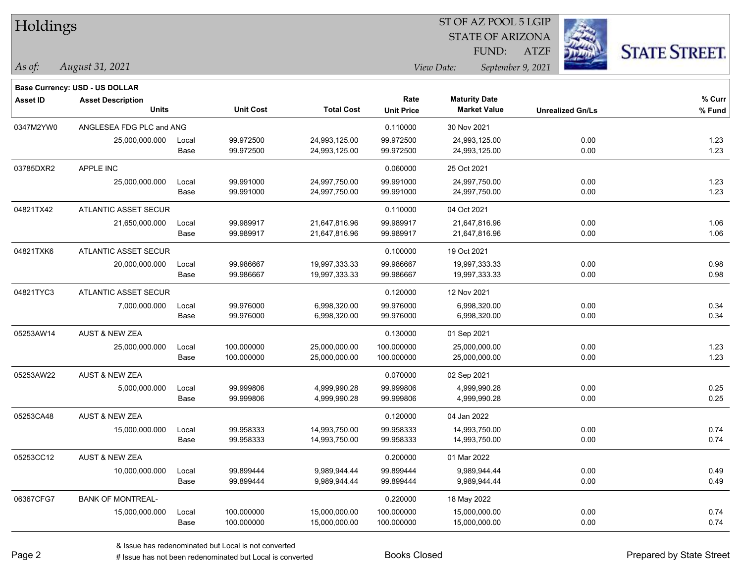# Holdings

ST OF AZ POOL 5 LGIP
STATE OF ARIZONA
FUND: ATZF

*As of:* *August 31, 2021*

*View Date:* *September 9, 2021*

**Base Currency: USD - US DOLLAR**

| Asset ID | Asset Description / Units | | Unit Cost | Total Cost | Rate / Unit Price | Maturity Date / Market Value | Unrealized Gn/Ls | % Curr / % Fund |
|---|---|---|---|---|---|---|---|---|
| 0347M2YW0 | ANGLESEA FDG PLC and ANG | | | | 0.110000 | 30 Nov 2021 | | |
| | 25,000,000.000 | Local | 99.972500 | 24,993,125.00 | 99.972500 | 24,993,125.00 | 0.00 | 1.23 |
| | | Base | 99.972500 | 24,993,125.00 | 99.972500 | 24,993,125.00 | 0.00 | 1.23 |
| 03785DXR2 | APPLE INC | | | | 0.060000 | 25 Oct 2021 | | |
| | 25,000,000.000 | Local | 99.991000 | 24,997,750.00 | 99.991000 | 24,997,750.00 | 0.00 | 1.23 |
| | | Base | 99.991000 | 24,997,750.00 | 99.991000 | 24,997,750.00 | 0.00 | 1.23 |
| 04821TX42 | ATLANTIC ASSET SECUR | | | | 0.110000 | 04 Oct 2021 | | |
| | 21,650,000.000 | Local | 99.989917 | 21,647,816.96 | 99.989917 | 21,647,816.96 | 0.00 | 1.06 |
| | | Base | 99.989917 | 21,647,816.96 | 99.989917 | 21,647,816.96 | 0.00 | 1.06 |
| 04821TXK6 | ATLANTIC ASSET SECUR | | | | 0.100000 | 19 Oct 2021 | | |
| | 20,000,000.000 | Local | 99.986667 | 19,997,333.33 | 99.986667 | 19,997,333.33 | 0.00 | 0.98 |
| | | Base | 99.986667 | 19,997,333.33 | 99.986667 | 19,997,333.33 | 0.00 | 0.98 |
| 04821TYC3 | ATLANTIC ASSET SECUR | | | | 0.120000 | 12 Nov 2021 | | |
| | 7,000,000.000 | Local | 99.976000 | 6,998,320.00 | 99.976000 | 6,998,320.00 | 0.00 | 0.34 |
| | | Base | 99.976000 | 6,998,320.00 | 99.976000 | 6,998,320.00 | 0.00 | 0.34 |
| 05253AW14 | AUST & NEW ZEA | | | | 0.130000 | 01 Sep 2021 | | |
| | 25,000,000.000 | Local | 100.000000 | 25,000,000.00 | 100.000000 | 25,000,000.00 | 0.00 | 1.23 |
| | | Base | 100.000000 | 25,000,000.00 | 100.000000 | 25,000,000.00 | 0.00 | 1.23 |
| 05253AW22 | AUST & NEW ZEA | | | | 0.070000 | 02 Sep 2021 | | |
| | 5,000,000.000 | Local | 99.999806 | 4,999,990.28 | 99.999806 | 4,999,990.28 | 0.00 | 0.25 |
| | | Base | 99.999806 | 4,999,990.28 | 99.999806 | 4,999,990.28 | 0.00 | 0.25 |
| 05253CA48 | AUST & NEW ZEA | | | | 0.120000 | 04 Jan 2022 | | |
| | 15,000,000.000 | Local | 99.958333 | 14,993,750.00 | 99.958333 | 14,993,750.00 | 0.00 | 0.74 |
| | | Base | 99.958333 | 14,993,750.00 | 99.958333 | 14,993,750.00 | 0.00 | 0.74 |
| 05253CC12 | AUST & NEW ZEA | | | | 0.200000 | 01 Mar 2022 | | |
| | 10,000,000.000 | Local | 99.899444 | 9,989,944.44 | 99.899444 | 9,989,944.44 | 0.00 | 0.49 |
| | | Base | 99.899444 | 9,989,944.44 | 99.899444 | 9,989,944.44 | 0.00 | 0.49 |
| 06367CFG7 | BANK OF MONTREAL- | | | | 0.220000 | 18 May 2022 | | |
| | 15,000,000.000 | Local | 100.000000 | 15,000,000.00 | 100.000000 | 15,000,000.00 | 0.00 | 0.74 |
| | | Base | 100.000000 | 15,000,000.00 | 100.000000 | 15,000,000.00 | 0.00 | 0.74 |

& Issue has redenominated but Local is not converted
# Issue has not been redenominated but Local is converted

Books Closed

Prepared by State Street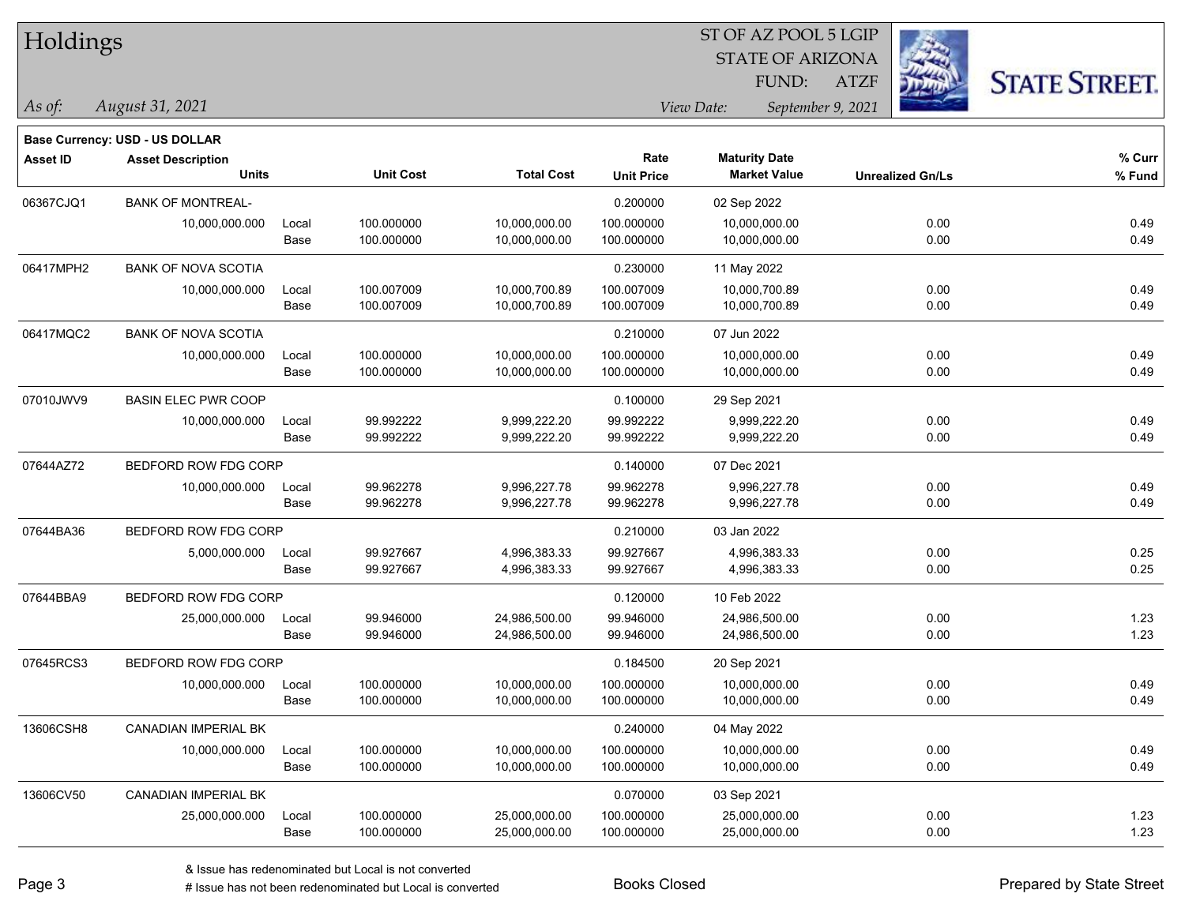# Holdings

ST OF AZ POOL 5 LGIP
STATE OF ARIZONA
FUND: ATZF

*As of: August 31, 2021*

*View Date: September 9, 2021*

**Base Currency: USD - US DOLLAR**

| Asset ID | Asset Description / Units | | Unit Cost | Total Cost | Rate / Unit Price | Maturity Date / Market Value | Unrealized Gn/Ls | % Curr / % Fund |
|---|---|---|---|---|---|---|---|---|
| 06367CJQ1 | BANK OF MONTREAL- | | | | 0.200000 | 02 Sep 2022 | | |
| | 10,000,000.000 | Local | 100.000000 | 10,000,000.00 | 100.000000 | 10,000,000.00 | 0.00 | 0.49 |
| | | Base | 100.000000 | 10,000,000.00 | 100.000000 | 10,000,000.00 | 0.00 | 0.49 |
| 06417MPH2 | BANK OF NOVA SCOTIA | | | | 0.230000 | 11 May 2022 | | |
| | 10,000,000.000 | Local | 100.007009 | 10,000,700.89 | 100.007009 | 10,000,700.89 | 0.00 | 0.49 |
| | | Base | 100.007009 | 10,000,700.89 | 100.007009 | 10,000,700.89 | 0.00 | 0.49 |
| 06417MQC2 | BANK OF NOVA SCOTIA | | | | 0.210000 | 07 Jun 2022 | | |
| | 10,000,000.000 | Local | 100.000000 | 10,000,000.00 | 100.000000 | 10,000,000.00 | 0.00 | 0.49 |
| | | Base | 100.000000 | 10,000,000.00 | 100.000000 | 10,000,000.00 | 0.00 | 0.49 |
| 07010JWV9 | BASIN ELEC PWR COOP | | | | 0.100000 | 29 Sep 2021 | | |
| | 10,000,000.000 | Local | 99.992222 | 9,999,222.20 | 99.992222 | 9,999,222.20 | 0.00 | 0.49 |
| | | Base | 99.992222 | 9,999,222.20 | 99.992222 | 9,999,222.20 | 0.00 | 0.49 |
| 07644AZ72 | BEDFORD ROW FDG CORP | | | | 0.140000 | 07 Dec 2021 | | |
| | 10,000,000.000 | Local | 99.962278 | 9,996,227.78 | 99.962278 | 9,996,227.78 | 0.00 | 0.49 |
| | | Base | 99.962278 | 9,996,227.78 | 99.962278 | 9,996,227.78 | 0.00 | 0.49 |
| 07644BA36 | BEDFORD ROW FDG CORP | | | | 0.210000 | 03 Jan 2022 | | |
| | 5,000,000.000 | Local | 99.927667 | 4,996,383.33 | 99.927667 | 4,996,383.33 | 0.00 | 0.25 |
| | | Base | 99.927667 | 4,996,383.33 | 99.927667 | 4,996,383.33 | 0.00 | 0.25 |
| 07644BBA9 | BEDFORD ROW FDG CORP | | | | 0.120000 | 10 Feb 2022 | | |
| | 25,000,000.000 | Local | 99.946000 | 24,986,500.00 | 99.946000 | 24,986,500.00 | 0.00 | 1.23 |
| | | Base | 99.946000 | 24,986,500.00 | 99.946000 | 24,986,500.00 | 0.00 | 1.23 |
| 07645RCS3 | BEDFORD ROW FDG CORP | | | | 0.184500 | 20 Sep 2021 | | |
| | 10,000,000.000 | Local | 100.000000 | 10,000,000.00 | 100.000000 | 10,000,000.00 | 0.00 | 0.49 |
| | | Base | 100.000000 | 10,000,000.00 | 100.000000 | 10,000,000.00 | 0.00 | 0.49 |
| 13606CSH8 | CANADIAN IMPERIAL BK | | | | 0.240000 | 04 May 2022 | | |
| | 10,000,000.000 | Local | 100.000000 | 10,000,000.00 | 100.000000 | 10,000,000.00 | 0.00 | 0.49 |
| | | Base | 100.000000 | 10,000,000.00 | 100.000000 | 10,000,000.00 | 0.00 | 0.49 |
| 13606CV50 | CANADIAN IMPERIAL BK | | | | 0.070000 | 03 Sep 2021 | | |
| | 25,000,000.000 | Local | 100.000000 | 25,000,000.00 | 100.000000 | 25,000,000.00 | 0.00 | 1.23 |
| | | Base | 100.000000 | 25,000,000.00 | 100.000000 | 25,000,000.00 | 0.00 | 1.23 |

& Issue has redenominated but Local is not converted
# Issue has not been redenominated but Local is converted

Books Closed

Prepared by State Street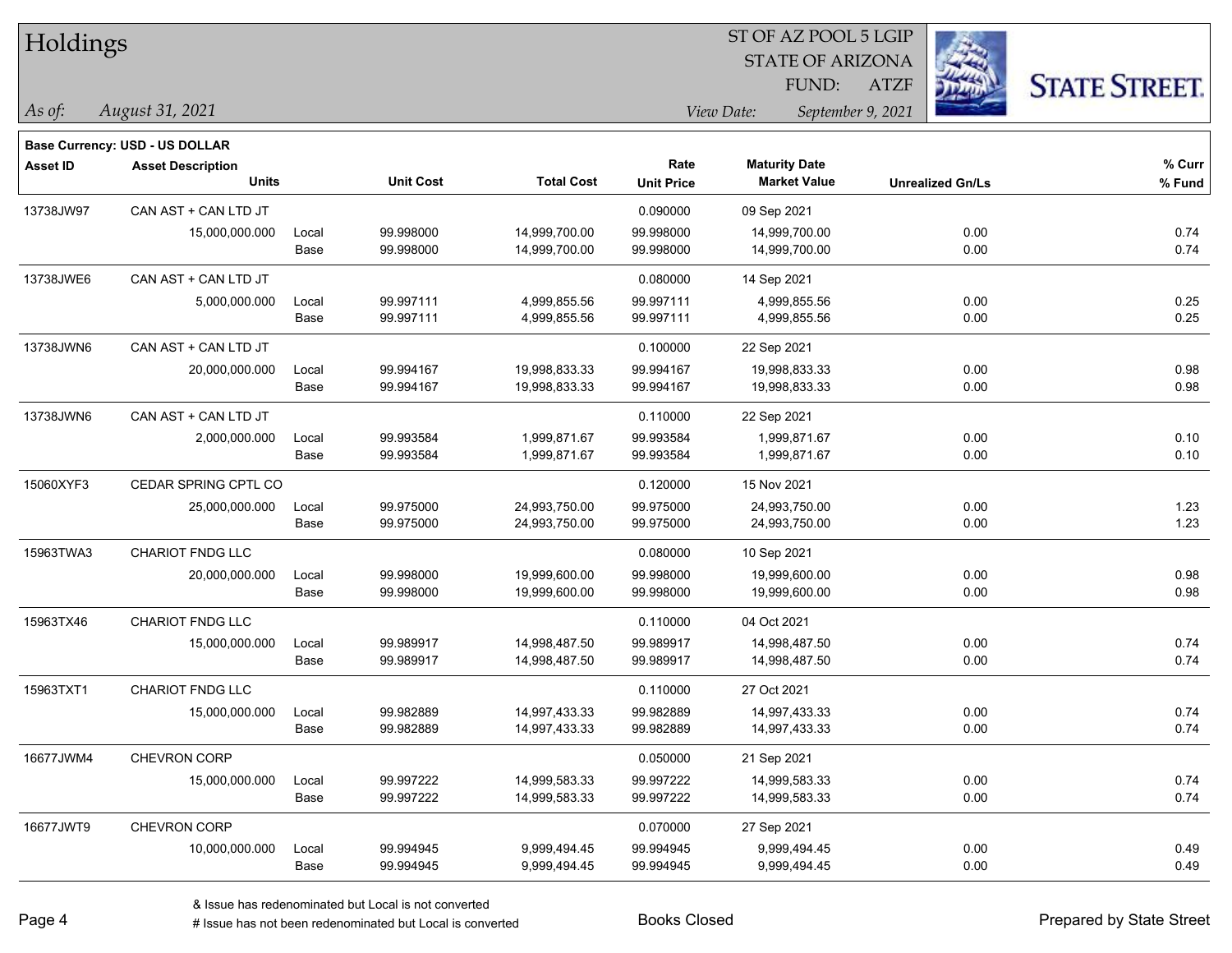# Holdings

ST OF AZ POOL 5 LGIP
STATE OF ARIZONA
FUND: ATZF

*As of:* *August 31, 2021*

*View Date:* *September 9, 2021*

**Base Currency: USD - US DOLLAR**

| Asset ID | Asset Description / Units | | Unit Cost | Total Cost | Rate / Unit Price | Maturity Date / Market Value | Unrealized Gn/Ls | % Curr / % Fund |
|---|---|---|---|---|---|---|---|---|
| 13738JW97 | CAN AST + CAN LTD JT | | | | 0.090000 | 09 Sep 2021 | | |
| | 15,000,000.000 | Local | 99.998000 | 14,999,700.00 | 99.998000 | 14,999,700.00 | 0.00 | 0.74 |
| | | Base | 99.998000 | 14,999,700.00 | 99.998000 | 14,999,700.00 | 0.00 | 0.74 |
| 13738JWE6 | CAN AST + CAN LTD JT | | | | 0.080000 | 14 Sep 2021 | | |
| | 5,000,000.000 | Local | 99.997111 | 4,999,855.56 | 99.997111 | 4,999,855.56 | 0.00 | 0.25 |
| | | Base | 99.997111 | 4,999,855.56 | 99.997111 | 4,999,855.56 | 0.00 | 0.25 |
| 13738JWN6 | CAN AST + CAN LTD JT | | | | 0.100000 | 22 Sep 2021 | | |
| | 20,000,000.000 | Local | 99.994167 | 19,998,833.33 | 99.994167 | 19,998,833.33 | 0.00 | 0.98 |
| | | Base | 99.994167 | 19,998,833.33 | 99.994167 | 19,998,833.33 | 0.00 | 0.98 |
| 13738JWN6 | CAN AST + CAN LTD JT | | | | 0.110000 | 22 Sep 2021 | | |
| | 2,000,000.000 | Local | 99.993584 | 1,999,871.67 | 99.993584 | 1,999,871.67 | 0.00 | 0.10 |
| | | Base | 99.993584 | 1,999,871.67 | 99.993584 | 1,999,871.67 | 0.00 | 0.10 |
| 15060XYF3 | CEDAR SPRING CPTL CO | | | | 0.120000 | 15 Nov 2021 | | |
| | 25,000,000.000 | Local | 99.975000 | 24,993,750.00 | 99.975000 | 24,993,750.00 | 0.00 | 1.23 |
| | | Base | 99.975000 | 24,993,750.00 | 99.975000 | 24,993,750.00 | 0.00 | 1.23 |
| 15963TWA3 | CHARIOT FNDG LLC | | | | 0.080000 | 10 Sep 2021 | | |
| | 20,000,000.000 | Local | 99.998000 | 19,999,600.00 | 99.998000 | 19,999,600.00 | 0.00 | 0.98 |
| | | Base | 99.998000 | 19,999,600.00 | 99.998000 | 19,999,600.00 | 0.00 | 0.98 |
| 15963TX46 | CHARIOT FNDG LLC | | | | 0.110000 | 04 Oct 2021 | | |
| | 15,000,000.000 | Local | 99.989917 | 14,998,487.50 | 99.989917 | 14,998,487.50 | 0.00 | 0.74 |
| | | Base | 99.989917 | 14,998,487.50 | 99.989917 | 14,998,487.50 | 0.00 | 0.74 |
| 15963TXT1 | CHARIOT FNDG LLC | | | | 0.110000 | 27 Oct 2021 | | |
| | 15,000,000.000 | Local | 99.982889 | 14,997,433.33 | 99.982889 | 14,997,433.33 | 0.00 | 0.74 |
| | | Base | 99.982889 | 14,997,433.33 | 99.982889 | 14,997,433.33 | 0.00 | 0.74 |
| 16677JWM4 | CHEVRON CORP | | | | 0.050000 | 21 Sep 2021 | | |
| | 15,000,000.000 | Local | 99.997222 | 14,999,583.33 | 99.997222 | 14,999,583.33 | 0.00 | 0.74 |
| | | Base | 99.997222 | 14,999,583.33 | 99.997222 | 14,999,583.33 | 0.00 | 0.74 |
| 16677JWT9 | CHEVRON CORP | | | | 0.070000 | 27 Sep 2021 | | |
| | 10,000,000.000 | Local | 99.994945 | 9,999,494.45 | 99.994945 | 9,999,494.45 | 0.00 | 0.49 |
| | | Base | 99.994945 | 9,999,494.45 | 99.994945 | 9,999,494.45 | 0.00 | 0.49 |

& Issue has redenominated but Local is not converted
# Issue has not been redenominated but Local is converted

Books Closed

Prepared by State Street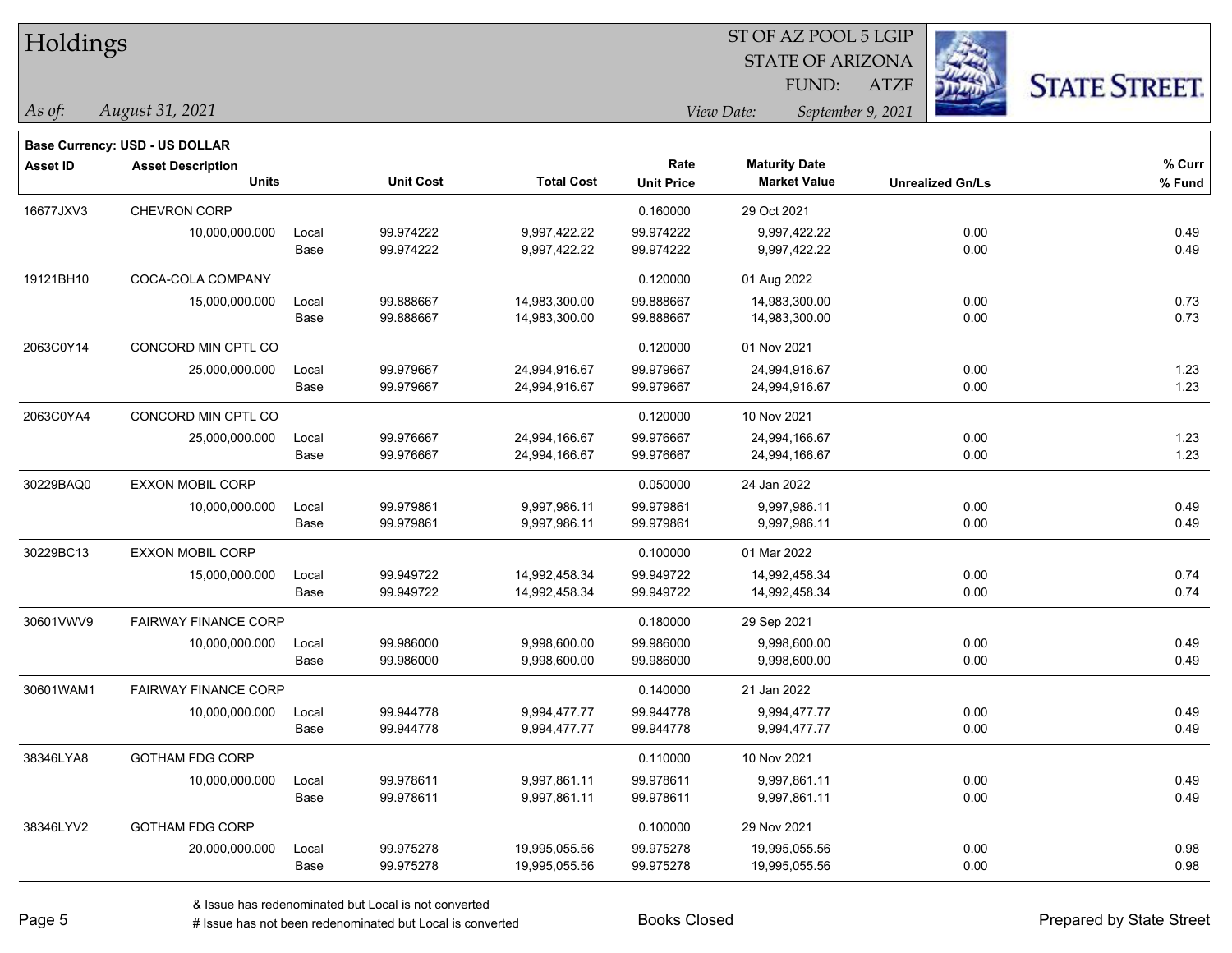# Holdings

ST OF AZ POOL 5 LGIP
STATE OF ARIZONA
FUND: ATZF

*As of: August 31, 2021*

*View Date: September 9, 2021*

**Base Currency: USD - US DOLLAR**

| Asset ID | Asset Description / Units | | Unit Cost | Total Cost | Rate / Unit Price | Maturity Date / Market Value | Unrealized Gn/Ls | % Curr / % Fund |
|---|---|---|---|---|---|---|---|---|
| 16677JXV3 | CHEVRON CORP | | | | 0.160000 | 29 Oct 2021 | | |
| | 10,000,000.000 | Local | 99.974222 | 9,997,422.22 | 99.974222 | 9,997,422.22 | 0.00 | 0.49 |
| | | Base | 99.974222 | 9,997,422.22 | 99.974222 | 9,997,422.22 | 0.00 | 0.49 |
| 19121BH10 | COCA-COLA COMPANY | | | | 0.120000 | 01 Aug 2022 | | |
| | 15,000,000.000 | Local | 99.888667 | 14,983,300.00 | 99.888667 | 14,983,300.00 | 0.00 | 0.73 |
| | | Base | 99.888667 | 14,983,300.00 | 99.888667 | 14,983,300.00 | 0.00 | 0.73 |
| 2063C0Y14 | CONCORD MIN CPTL CO | | | | 0.120000 | 01 Nov 2021 | | |
| | 25,000,000.000 | Local | 99.979667 | 24,994,916.67 | 99.979667 | 24,994,916.67 | 0.00 | 1.23 |
| | | Base | 99.979667 | 24,994,916.67 | 99.979667 | 24,994,916.67 | 0.00 | 1.23 |
| 2063C0YA4 | CONCORD MIN CPTL CO | | | | 0.120000 | 10 Nov 2021 | | |
| | 25,000,000.000 | Local | 99.976667 | 24,994,166.67 | 99.976667 | 24,994,166.67 | 0.00 | 1.23 |
| | | Base | 99.976667 | 24,994,166.67 | 99.976667 | 24,994,166.67 | 0.00 | 1.23 |
| 30229BAQ0 | EXXON MOBIL CORP | | | | 0.050000 | 24 Jan 2022 | | |
| | 10,000,000.000 | Local | 99.979861 | 9,997,986.11 | 99.979861 | 9,997,986.11 | 0.00 | 0.49 |
| | | Base | 99.979861 | 9,997,986.11 | 99.979861 | 9,997,986.11 | 0.00 | 0.49 |
| 30229BC13 | EXXON MOBIL CORP | | | | 0.100000 | 01 Mar 2022 | | |
| | 15,000,000.000 | Local | 99.949722 | 14,992,458.34 | 99.949722 | 14,992,458.34 | 0.00 | 0.74 |
| | | Base | 99.949722 | 14,992,458.34 | 99.949722 | 14,992,458.34 | 0.00 | 0.74 |
| 30601VWV9 | FAIRWAY FINANCE CORP | | | | 0.180000 | 29 Sep 2021 | | |
| | 10,000,000.000 | Local | 99.986000 | 9,998,600.00 | 99.986000 | 9,998,600.00 | 0.00 | 0.49 |
| | | Base | 99.986000 | 9,998,600.00 | 99.986000 | 9,998,600.00 | 0.00 | 0.49 |
| 30601WAM1 | FAIRWAY FINANCE CORP | | | | 0.140000 | 21 Jan 2022 | | |
| | 10,000,000.000 | Local | 99.944778 | 9,994,477.77 | 99.944778 | 9,994,477.77 | 0.00 | 0.49 |
| | | Base | 99.944778 | 9,994,477.77 | 99.944778 | 9,994,477.77 | 0.00 | 0.49 |
| 38346LYA8 | GOTHAM FDG CORP | | | | 0.110000 | 10 Nov 2021 | | |
| | 10,000,000.000 | Local | 99.978611 | 9,997,861.11 | 99.978611 | 9,997,861.11 | 0.00 | 0.49 |
| | | Base | 99.978611 | 9,997,861.11 | 99.978611 | 9,997,861.11 | 0.00 | 0.49 |
| 38346LYV2 | GOTHAM FDG CORP | | | | 0.100000 | 29 Nov 2021 | | |
| | 20,000,000.000 | Local | 99.975278 | 19,995,055.56 | 99.975278 | 19,995,055.56 | 0.00 | 0.98 |
| | | Base | 99.975278 | 19,995,055.56 | 99.975278 | 19,995,055.56 | 0.00 | 0.98 |

& Issue has redenominated but Local is not converted
# Issue has not been redenominated but Local is converted

Books Closed

Prepared by State Street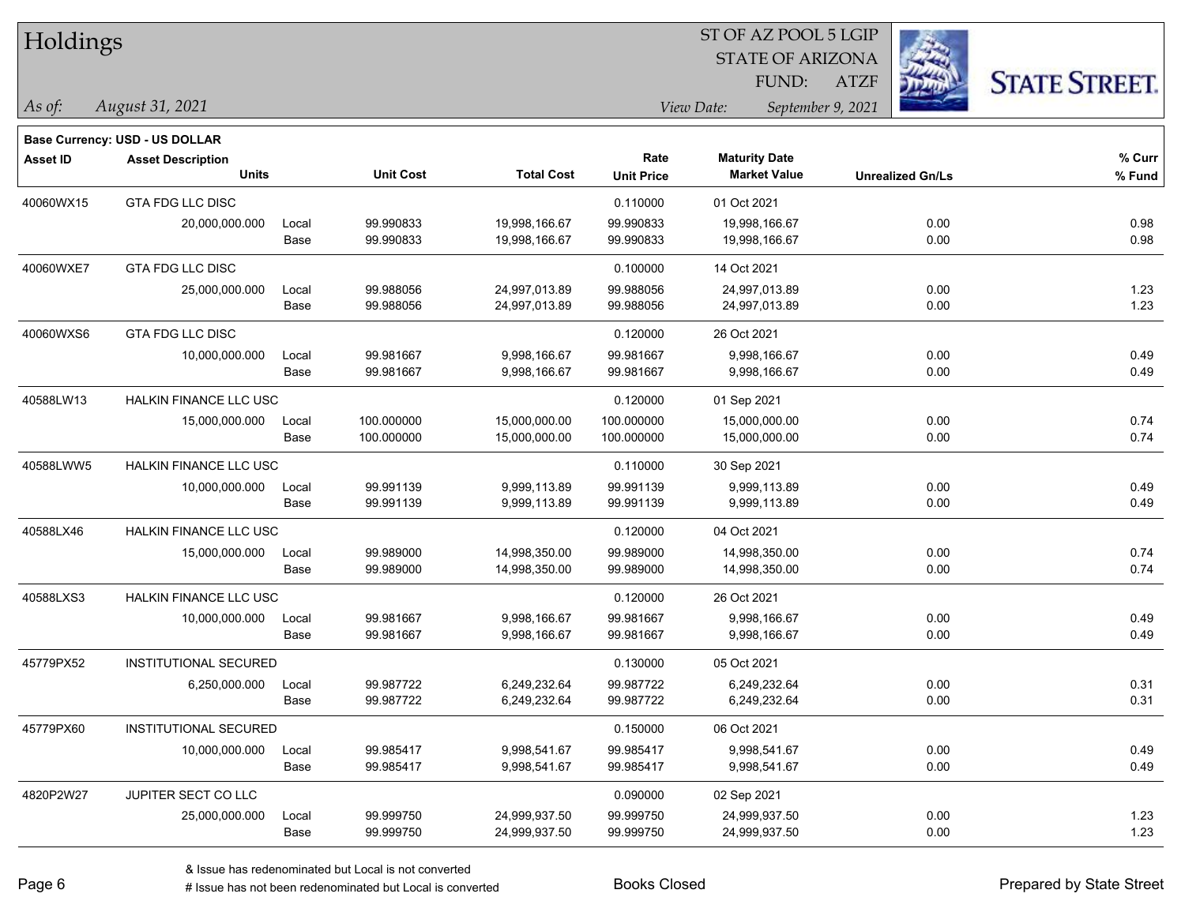# Holdings

ST OF AZ POOL 5 LGIP
STATE OF ARIZONA
FUND: ATZF

*As of: August 31, 2021*

*View Date: September 9, 2021*

**Base Currency: USD - US DOLLAR**

| Asset ID | Asset Description / Units | | Unit Cost | Total Cost | Rate / Unit Price | Maturity Date / Market Value | Unrealized Gn/Ls | % Curr / % Fund |
|---|---|---|---|---|---|---|---|---|
| 40060WX15 | GTA FDG LLC DISC | | | | 0.110000 | 01 Oct 2021 | | |
| | 20,000,000.000 | Local | 99.990833 | 19,998,166.67 | 99.990833 | 19,998,166.67 | 0.00 | 0.98 |
| | | Base | 99.990833 | 19,998,166.67 | 99.990833 | 19,998,166.67 | 0.00 | 0.98 |
| 40060WXE7 | GTA FDG LLC DISC | | | | 0.100000 | 14 Oct 2021 | | |
| | 25,000,000.000 | Local | 99.988056 | 24,997,013.89 | 99.988056 | 24,997,013.89 | 0.00 | 1.23 |
| | | Base | 99.988056 | 24,997,013.89 | 99.988056 | 24,997,013.89 | 0.00 | 1.23 |
| 40060WXS6 | GTA FDG LLC DISC | | | | 0.120000 | 26 Oct 2021 | | |
| | 10,000,000.000 | Local | 99.981667 | 9,998,166.67 | 99.981667 | 9,998,166.67 | 0.00 | 0.49 |
| | | Base | 99.981667 | 9,998,166.67 | 99.981667 | 9,998,166.67 | 0.00 | 0.49 |
| 40588LW13 | HALKIN FINANCE LLC USC | | | | 0.120000 | 01 Sep 2021 | | |
| | 15,000,000.000 | Local | 100.000000 | 15,000,000.00 | 100.000000 | 15,000,000.00 | 0.00 | 0.74 |
| | | Base | 100.000000 | 15,000,000.00 | 100.000000 | 15,000,000.00 | 0.00 | 0.74 |
| 40588LWW5 | HALKIN FINANCE LLC USC | | | | 0.110000 | 30 Sep 2021 | | |
| | 10,000,000.000 | Local | 99.991139 | 9,999,113.89 | 99.991139 | 9,999,113.89 | 0.00 | 0.49 |
| | | Base | 99.991139 | 9,999,113.89 | 99.991139 | 9,999,113.89 | 0.00 | 0.49 |
| 40588LX46 | HALKIN FINANCE LLC USC | | | | 0.120000 | 04 Oct 2021 | | |
| | 15,000,000.000 | Local | 99.989000 | 14,998,350.00 | 99.989000 | 14,998,350.00 | 0.00 | 0.74 |
| | | Base | 99.989000 | 14,998,350.00 | 99.989000 | 14,998,350.00 | 0.00 | 0.74 |
| 40588LXS3 | HALKIN FINANCE LLC USC | | | | 0.120000 | 26 Oct 2021 | | |
| | 10,000,000.000 | Local | 99.981667 | 9,998,166.67 | 99.981667 | 9,998,166.67 | 0.00 | 0.49 |
| | | Base | 99.981667 | 9,998,166.67 | 99.981667 | 9,998,166.67 | 0.00 | 0.49 |
| 45779PX52 | INSTITUTIONAL SECURED | | | | 0.130000 | 05 Oct 2021 | | |
| | 6,250,000.000 | Local | 99.987722 | 6,249,232.64 | 99.987722 | 6,249,232.64 | 0.00 | 0.31 |
| | | Base | 99.987722 | 6,249,232.64 | 99.987722 | 6,249,232.64 | 0.00 | 0.31 |
| 45779PX60 | INSTITUTIONAL SECURED | | | | 0.150000 | 06 Oct 2021 | | |
| | 10,000,000.000 | Local | 99.985417 | 9,998,541.67 | 99.985417 | 9,998,541.67 | 0.00 | 0.49 |
| | | Base | 99.985417 | 9,998,541.67 | 99.985417 | 9,998,541.67 | 0.00 | 0.49 |
| 4820P2W27 | JUPITER SECT CO LLC | | | | 0.090000 | 02 Sep 2021 | | |
| | 25,000,000.000 | Local | 99.999750 | 24,999,937.50 | 99.999750 | 24,999,937.50 | 0.00 | 1.23 |
| | | Base | 99.999750 | 24,999,937.50 | 99.999750 | 24,999,937.50 | 0.00 | 1.23 |

& Issue has redenominated but Local is not converted

# Issue has not been redenominated but Local is converted

Books Closed

Prepared by State Street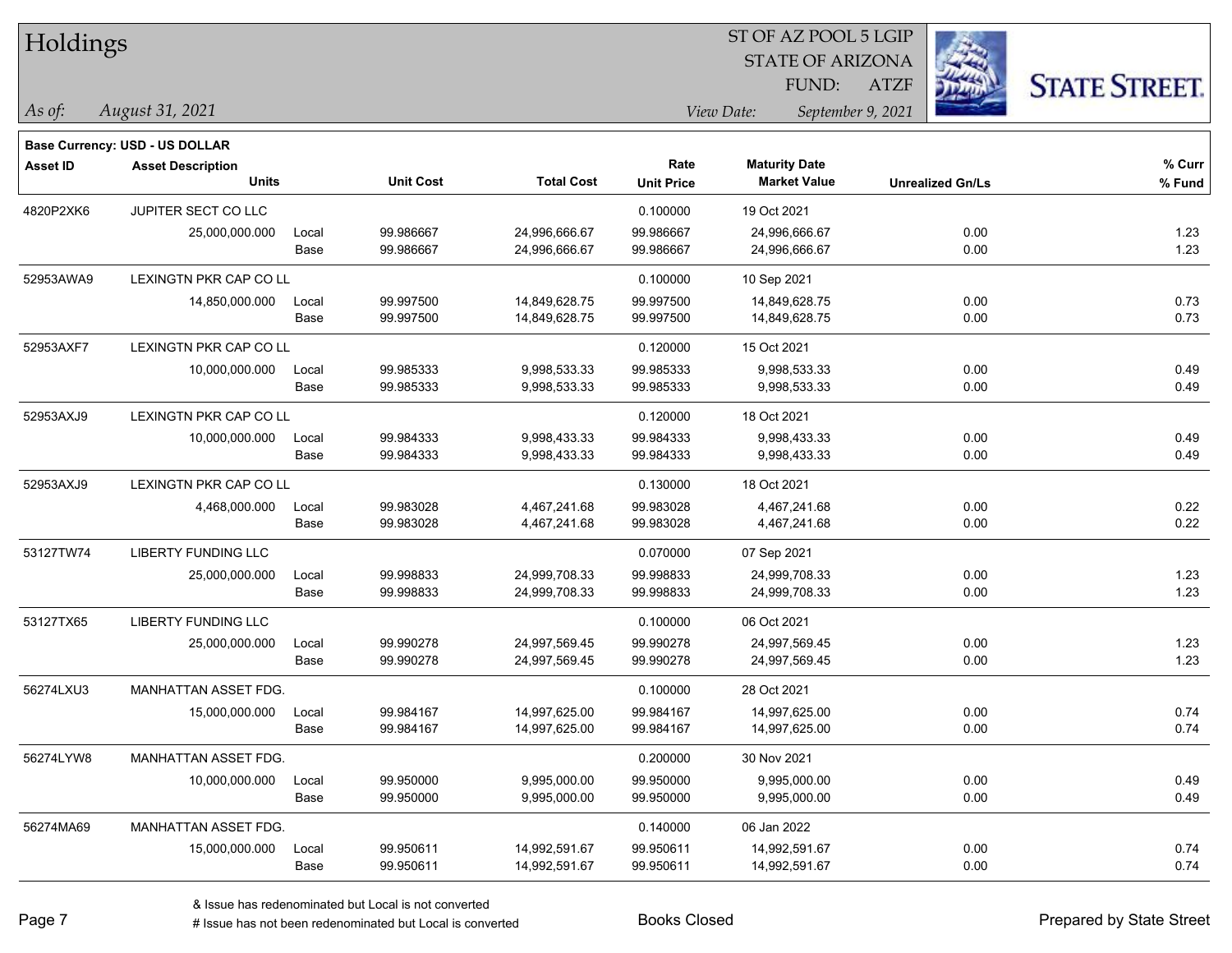# Holdings

ST OF AZ POOL 5 LGIP
STATE OF ARIZONA
FUND: ATZF

*As of:* *August 31, 2021*

*View Date:* *September 9, 2021*

**Base Currency: USD - US DOLLAR**

| Asset ID | Asset Description / Units | | Unit Cost | Total Cost | Rate / Unit Price | Maturity Date / Market Value | Unrealized Gn/Ls | % Curr / % Fund |
|---|---|---|---|---|---|---|---|---|
| 4820P2XK6 | JUPITER SECT CO LLC | | | | 0.100000 | 19 Oct 2021 | | |
| | 25,000,000.000 | Local | 99.986667 | 24,996,666.67 | 99.986667 | 24,996,666.67 | 0.00 | 1.23 |
| | | Base | 99.986667 | 24,996,666.67 | 99.986667 | 24,996,666.67 | 0.00 | 1.23 |
| 52953AWA9 | LEXINGTN PKR CAP CO LL | | | | 0.100000 | 10 Sep 2021 | | |
| | 14,850,000.000 | Local | 99.997500 | 14,849,628.75 | 99.997500 | 14,849,628.75 | 0.00 | 0.73 |
| | | Base | 99.997500 | 14,849,628.75 | 99.997500 | 14,849,628.75 | 0.00 | 0.73 |
| 52953AXF7 | LEXINGTN PKR CAP CO LL | | | | 0.120000 | 15 Oct 2021 | | |
| | 10,000,000.000 | Local | 99.985333 | 9,998,533.33 | 99.985333 | 9,998,533.33 | 0.00 | 0.49 |
| | | Base | 99.985333 | 9,998,533.33 | 99.985333 | 9,998,533.33 | 0.00 | 0.49 |
| 52953AXJ9 | LEXINGTN PKR CAP CO LL | | | | 0.120000 | 18 Oct 2021 | | |
| | 10,000,000.000 | Local | 99.984333 | 9,998,433.33 | 99.984333 | 9,998,433.33 | 0.00 | 0.49 |
| | | Base | 99.984333 | 9,998,433.33 | 99.984333 | 9,998,433.33 | 0.00 | 0.49 |
| 52953AXJ9 | LEXINGTN PKR CAP CO LL | | | | 0.130000 | 18 Oct 2021 | | |
| | 4,468,000.000 | Local | 99.983028 | 4,467,241.68 | 99.983028 | 4,467,241.68 | 0.00 | 0.22 |
| | | Base | 99.983028 | 4,467,241.68 | 99.983028 | 4,467,241.68 | 0.00 | 0.22 |
| 53127TW74 | LIBERTY FUNDING LLC | | | | 0.070000 | 07 Sep 2021 | | |
| | 25,000,000.000 | Local | 99.998833 | 24,999,708.33 | 99.998833 | 24,999,708.33 | 0.00 | 1.23 |
| | | Base | 99.998833 | 24,999,708.33 | 99.998833 | 24,999,708.33 | 0.00 | 1.23 |
| 53127TX65 | LIBERTY FUNDING LLC | | | | 0.100000 | 06 Oct 2021 | | |
| | 25,000,000.000 | Local | 99.990278 | 24,997,569.45 | 99.990278 | 24,997,569.45 | 0.00 | 1.23 |
| | | Base | 99.990278 | 24,997,569.45 | 99.990278 | 24,997,569.45 | 0.00 | 1.23 |
| 56274LXU3 | MANHATTAN ASSET FDG. | | | | 0.100000 | 28 Oct 2021 | | |
| | 15,000,000.000 | Local | 99.984167 | 14,997,625.00 | 99.984167 | 14,997,625.00 | 0.00 | 0.74 |
| | | Base | 99.984167 | 14,997,625.00 | 99.984167 | 14,997,625.00 | 0.00 | 0.74 |
| 56274LYW8 | MANHATTAN ASSET FDG. | | | | 0.200000 | 30 Nov 2021 | | |
| | 10,000,000.000 | Local | 99.950000 | 9,995,000.00 | 99.950000 | 9,995,000.00 | 0.00 | 0.49 |
| | | Base | 99.950000 | 9,995,000.00 | 99.950000 | 9,995,000.00 | 0.00 | 0.49 |
| 56274MA69 | MANHATTAN ASSET FDG. | | | | 0.140000 | 06 Jan 2022 | | |
| | 15,000,000.000 | Local | 99.950611 | 14,992,591.67 | 99.950611 | 14,992,591.67 | 0.00 | 0.74 |
| | | Base | 99.950611 | 14,992,591.67 | 99.950611 | 14,992,591.67 | 0.00 | 0.74 |

& Issue has redenominated but Local is not converted

# Issue has not been redenominated but Local is converted

Books Closed

Prepared by State Street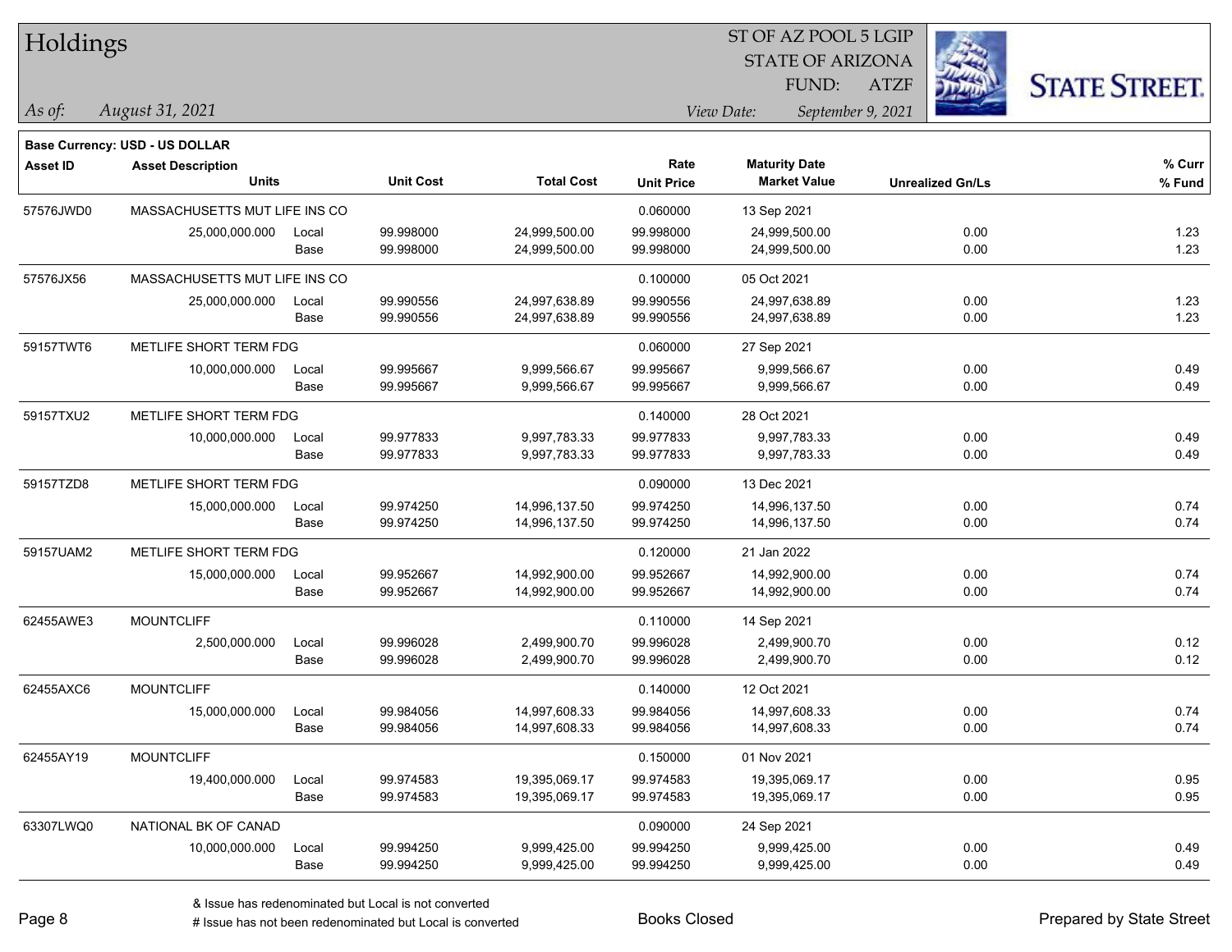# Holdings

ST OF AZ POOL 5 LGIP
STATE OF ARIZONA
FUND: ATZF

*As of:* *August 31, 2021*

*View Date:* *September 9, 2021*

**Base Currency: USD - US DOLLAR**

| Asset ID | Asset Description / Units | | Unit Cost | Total Cost | Rate / Unit Price | Maturity Date / Market Value | Unrealized Gn/Ls | % Curr / % Fund |
|---|---|---|---|---|---|---|---|---|
| 57576JWD0 | MASSACHUSETTS MUT LIFE INS CO | | | | 0.060000 | 13 Sep 2021 | | |
| | 25,000,000.000 | Local | 99.998000 | 24,999,500.00 | 99.998000 | 24,999,500.00 | 0.00 | 1.23 |
| | | Base | 99.998000 | 24,999,500.00 | 99.998000 | 24,999,500.00 | 0.00 | 1.23 |
| 57576JX56 | MASSACHUSETTS MUT LIFE INS CO | | | | 0.100000 | 05 Oct 2021 | | |
| | 25,000,000.000 | Local | 99.990556 | 24,997,638.89 | 99.990556 | 24,997,638.89 | 0.00 | 1.23 |
| | | Base | 99.990556 | 24,997,638.89 | 99.990556 | 24,997,638.89 | 0.00 | 1.23 |
| 59157TWT6 | METLIFE SHORT TERM FDG | | | | 0.060000 | 27 Sep 2021 | | |
| | 10,000,000.000 | Local | 99.995667 | 9,999,566.67 | 99.995667 | 9,999,566.67 | 0.00 | 0.49 |
| | | Base | 99.995667 | 9,999,566.67 | 99.995667 | 9,999,566.67 | 0.00 | 0.49 |
| 59157TXU2 | METLIFE SHORT TERM FDG | | | | 0.140000 | 28 Oct 2021 | | |
| | 10,000,000.000 | Local | 99.977833 | 9,997,783.33 | 99.977833 | 9,997,783.33 | 0.00 | 0.49 |
| | | Base | 99.977833 | 9,997,783.33 | 99.977833 | 9,997,783.33 | 0.00 | 0.49 |
| 59157TZD8 | METLIFE SHORT TERM FDG | | | | 0.090000 | 13 Dec 2021 | | |
| | 15,000,000.000 | Local | 99.974250 | 14,996,137.50 | 99.974250 | 14,996,137.50 | 0.00 | 0.74 |
| | | Base | 99.974250 | 14,996,137.50 | 99.974250 | 14,996,137.50 | 0.00 | 0.74 |
| 59157UAM2 | METLIFE SHORT TERM FDG | | | | 0.120000 | 21 Jan 2022 | | |
| | 15,000,000.000 | Local | 99.952667 | 14,992,900.00 | 99.952667 | 14,992,900.00 | 0.00 | 0.74 |
| | | Base | 99.952667 | 14,992,900.00 | 99.952667 | 14,992,900.00 | 0.00 | 0.74 |
| 62455AWE3 | MOUNTCLIFF | | | | 0.110000 | 14 Sep 2021 | | |
| | 2,500,000.000 | Local | 99.996028 | 2,499,900.70 | 99.996028 | 2,499,900.70 | 0.00 | 0.12 |
| | | Base | 99.996028 | 2,499,900.70 | 99.996028 | 2,499,900.70 | 0.00 | 0.12 |
| 62455AXC6 | MOUNTCLIFF | | | | 0.140000 | 12 Oct 2021 | | |
| | 15,000,000.000 | Local | 99.984056 | 14,997,608.33 | 99.984056 | 14,997,608.33 | 0.00 | 0.74 |
| | | Base | 99.984056 | 14,997,608.33 | 99.984056 | 14,997,608.33 | 0.00 | 0.74 |
| 62455AY19 | MOUNTCLIFF | | | | 0.150000 | 01 Nov 2021 | | |
| | 19,400,000.000 | Local | 99.974583 | 19,395,069.17 | 99.974583 | 19,395,069.17 | 0.00 | 0.95 |
| | | Base | 99.974583 | 19,395,069.17 | 99.974583 | 19,395,069.17 | 0.00 | 0.95 |
| 63307LWQ0 | NATIONAL BK OF CANAD | | | | 0.090000 | 24 Sep 2021 | | |
| | 10,000,000.000 | Local | 99.994250 | 9,999,425.00 | 99.994250 | 9,999,425.00 | 0.00 | 0.49 |
| | | Base | 99.994250 | 9,999,425.00 | 99.994250 | 9,999,425.00 | 0.00 | 0.49 |

& Issue has redenominated but Local is not converted
# Issue has not been redenominated but Local is converted

Books Closed

Prepared by State Street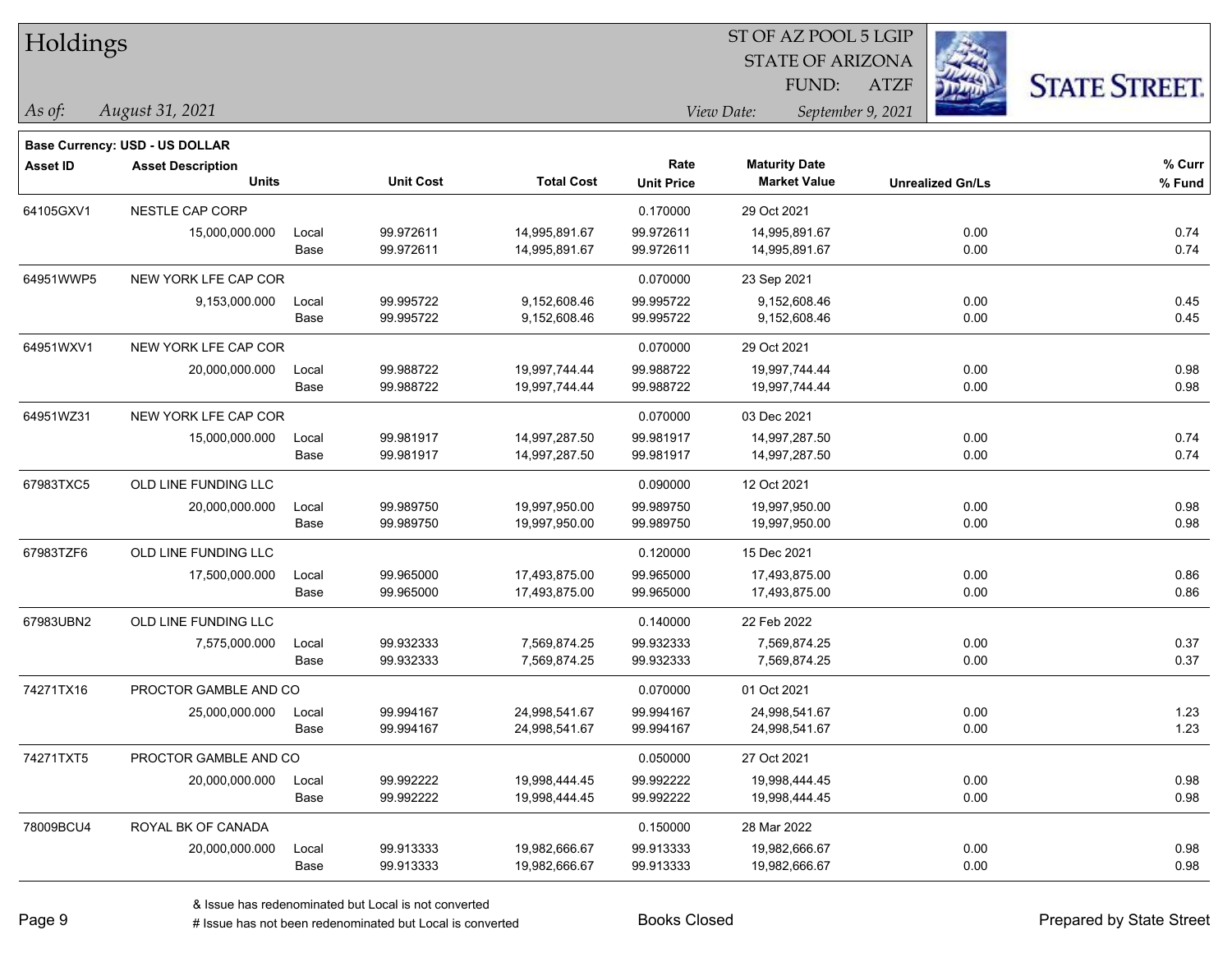# Holdings

ST OF AZ POOL 5 LGIP
STATE OF ARIZONA
FUND: ATZF

*As of:* *August 31, 2021*

*View Date:* *September 9, 2021*

**Base Currency: USD - US DOLLAR**

| Asset ID | Asset Description / Units | | Unit Cost | Total Cost | Rate / Unit Price | Maturity Date / Market Value | Unrealized Gn/Ls | % Curr / % Fund |
|---|---|---|---|---|---|---|---|---|
| 64105GXV1 | NESTLE CAP CORP | | | | 0.170000 | 29 Oct 2021 | | |
| | 15,000,000.000 | Local | 99.972611 | 14,995,891.67 | 99.972611 | 14,995,891.67 | 0.00 | 0.74 |
| | | Base | 99.972611 | 14,995,891.67 | 99.972611 | 14,995,891.67 | 0.00 | 0.74 |
| 64951WWP5 | NEW YORK LFE CAP COR | | | | 0.070000 | 23 Sep 2021 | | |
| | 9,153,000.000 | Local | 99.995722 | 9,152,608.46 | 99.995722 | 9,152,608.46 | 0.00 | 0.45 |
| | | Base | 99.995722 | 9,152,608.46 | 99.995722 | 9,152,608.46 | 0.00 | 0.45 |
| 64951WXV1 | NEW YORK LFE CAP COR | | | | 0.070000 | 29 Oct 2021 | | |
| | 20,000,000.000 | Local | 99.988722 | 19,997,744.44 | 99.988722 | 19,997,744.44 | 0.00 | 0.98 |
| | | Base | 99.988722 | 19,997,744.44 | 99.988722 | 19,997,744.44 | 0.00 | 0.98 |
| 64951WZ31 | NEW YORK LFE CAP COR | | | | 0.070000 | 03 Dec 2021 | | |
| | 15,000,000.000 | Local | 99.981917 | 14,997,287.50 | 99.981917 | 14,997,287.50 | 0.00 | 0.74 |
| | | Base | 99.981917 | 14,997,287.50 | 99.981917 | 14,997,287.50 | 0.00 | 0.74 |
| 67983TXC5 | OLD LINE FUNDING LLC | | | | 0.090000 | 12 Oct 2021 | | |
| | 20,000,000.000 | Local | 99.989750 | 19,997,950.00 | 99.989750 | 19,997,950.00 | 0.00 | 0.98 |
| | | Base | 99.989750 | 19,997,950.00 | 99.989750 | 19,997,950.00 | 0.00 | 0.98 |
| 67983TZF6 | OLD LINE FUNDING LLC | | | | 0.120000 | 15 Dec 2021 | | |
| | 17,500,000.000 | Local | 99.965000 | 17,493,875.00 | 99.965000 | 17,493,875.00 | 0.00 | 0.86 |
| | | Base | 99.965000 | 17,493,875.00 | 99.965000 | 17,493,875.00 | 0.00 | 0.86 |
| 67983UBN2 | OLD LINE FUNDING LLC | | | | 0.140000 | 22 Feb 2022 | | |
| | 7,575,000.000 | Local | 99.932333 | 7,569,874.25 | 99.932333 | 7,569,874.25 | 0.00 | 0.37 |
| | | Base | 99.932333 | 7,569,874.25 | 99.932333 | 7,569,874.25 | 0.00 | 0.37 |
| 74271TX16 | PROCTOR GAMBLE AND CO | | | | 0.070000 | 01 Oct 2021 | | |
| | 25,000,000.000 | Local | 99.994167 | 24,998,541.67 | 99.994167 | 24,998,541.67 | 0.00 | 1.23 |
| | | Base | 99.994167 | 24,998,541.67 | 99.994167 | 24,998,541.67 | 0.00 | 1.23 |
| 74271TXT5 | PROCTOR GAMBLE AND CO | | | | 0.050000 | 27 Oct 2021 | | |
| | 20,000,000.000 | Local | 99.992222 | 19,998,444.45 | 99.992222 | 19,998,444.45 | 0.00 | 0.98 |
| | | Base | 99.992222 | 19,998,444.45 | 99.992222 | 19,998,444.45 | 0.00 | 0.98 |
| 78009BCU4 | ROYAL BK OF CANADA | | | | 0.150000 | 28 Mar 2022 | | |
| | 20,000,000.000 | Local | 99.913333 | 19,982,666.67 | 99.913333 | 19,982,666.67 | 0.00 | 0.98 |
| | | Base | 99.913333 | 19,982,666.67 | 99.913333 | 19,982,666.67 | 0.00 | 0.98 |

& Issue has redenominated but Local is not converted
# Issue has not been redenominated but Local is converted

Books Closed

Prepared by State Street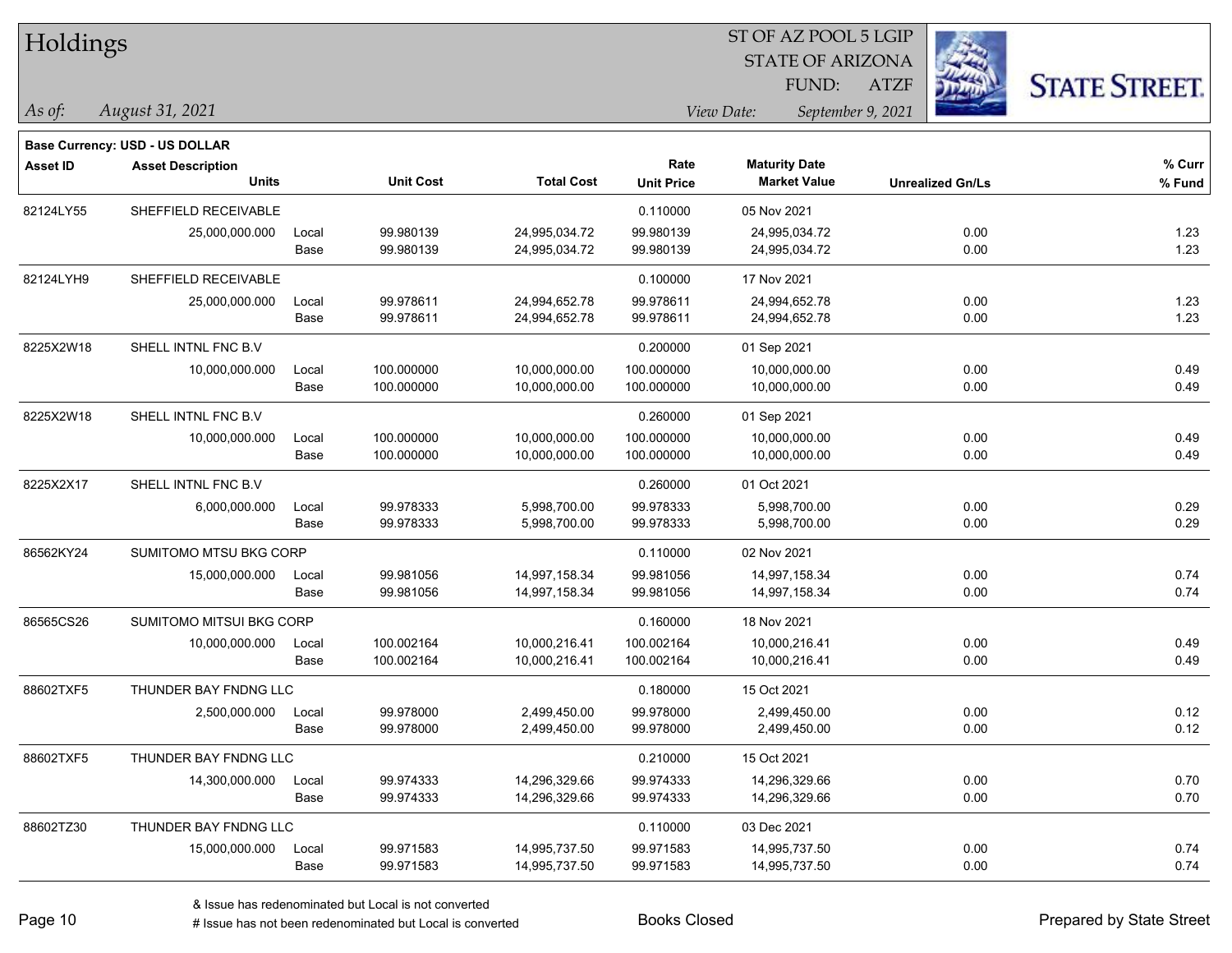# Holdings

ST OF AZ POOL 5 LGIP
STATE OF ARIZONA
FUND: ATZF

*As of:* *August 31, 2021*

*View Date:* *September 9, 2021*

STATE STREET.

**Base Currency: USD - US DOLLAR**

| Asset ID | Asset Description / Units | | Unit Cost | Total Cost | Rate / Unit Price | Maturity Date / Market Value | Unrealized Gn/Ls | % Curr / % Fund |
|---|---|---|---|---|---|---|---|---|
| 82124LY55 | SHEFFIELD RECEIVABLE | | | | 0.110000 | 05 Nov 2021 | | |
| | 25,000,000.000 | Local | 99.980139 | 24,995,034.72 | 99.980139 | 24,995,034.72 | 0.00 | 1.23 |
| | | Base | 99.980139 | 24,995,034.72 | 99.980139 | 24,995,034.72 | 0.00 | 1.23 |
| 82124LYH9 | SHEFFIELD RECEIVABLE | | | | 0.100000 | 17 Nov 2021 | | |
| | 25,000,000.000 | Local | 99.978611 | 24,994,652.78 | 99.978611 | 24,994,652.78 | 0.00 | 1.23 |
| | | Base | 99.978611 | 24,994,652.78 | 99.978611 | 24,994,652.78 | 0.00 | 1.23 |
| 8225X2W18 | SHELL INTNL FNC B.V | | | | 0.200000 | 01 Sep 2021 | | |
| | 10,000,000.000 | Local | 100.000000 | 10,000,000.00 | 100.000000 | 10,000,000.00 | 0.00 | 0.49 |
| | | Base | 100.000000 | 10,000,000.00 | 100.000000 | 10,000,000.00 | 0.00 | 0.49 |
| 8225X2W18 | SHELL INTNL FNC B.V | | | | 0.260000 | 01 Sep 2021 | | |
| | 10,000,000.000 | Local | 100.000000 | 10,000,000.00 | 100.000000 | 10,000,000.00 | 0.00 | 0.49 |
| | | Base | 100.000000 | 10,000,000.00 | 100.000000 | 10,000,000.00 | 0.00 | 0.49 |
| 8225X2X17 | SHELL INTNL FNC B.V | | | | 0.260000 | 01 Oct 2021 | | |
| | 6,000,000.000 | Local | 99.978333 | 5,998,700.00 | 99.978333 | 5,998,700.00 | 0.00 | 0.29 |
| | | Base | 99.978333 | 5,998,700.00 | 99.978333 | 5,998,700.00 | 0.00 | 0.29 |
| 86562KY24 | SUMITOMO MTSU BKG CORP | | | | 0.110000 | 02 Nov 2021 | | |
| | 15,000,000.000 | Local | 99.981056 | 14,997,158.34 | 99.981056 | 14,997,158.34 | 0.00 | 0.74 |
| | | Base | 99.981056 | 14,997,158.34 | 99.981056 | 14,997,158.34 | 0.00 | 0.74 |
| 86565CS26 | SUMITOMO MITSUI BKG CORP | | | | 0.160000 | 18 Nov 2021 | | |
| | 10,000,000.000 | Local | 100.002164 | 10,000,216.41 | 100.002164 | 10,000,216.41 | 0.00 | 0.49 |
| | | Base | 100.002164 | 10,000,216.41 | 100.002164 | 10,000,216.41 | 0.00 | 0.49 |
| 88602TXF5 | THUNDER BAY FNDNG LLC | | | | 0.180000 | 15 Oct 2021 | | |
| | 2,500,000.000 | Local | 99.978000 | 2,499,450.00 | 99.978000 | 2,499,450.00 | 0.00 | 0.12 |
| | | Base | 99.978000 | 2,499,450.00 | 99.978000 | 2,499,450.00 | 0.00 | 0.12 |
| 88602TXF5 | THUNDER BAY FNDNG LLC | | | | 0.210000 | 15 Oct 2021 | | |
| | 14,300,000.000 | Local | 99.974333 | 14,296,329.66 | 99.974333 | 14,296,329.66 | 0.00 | 0.70 |
| | | Base | 99.974333 | 14,296,329.66 | 99.974333 | 14,296,329.66 | 0.00 | 0.70 |
| 88602TZ30 | THUNDER BAY FNDNG LLC | | | | 0.110000 | 03 Dec 2021 | | |
| | 15,000,000.000 | Local | 99.971583 | 14,995,737.50 | 99.971583 | 14,995,737.50 | 0.00 | 0.74 |
| | | Base | 99.971583 | 14,995,737.50 | 99.971583 | 14,995,737.50 | 0.00 | 0.74 |

& Issue has redenominated but Local is not converted
# Issue has not been redenominated but Local is converted

Books Closed

Prepared by State Street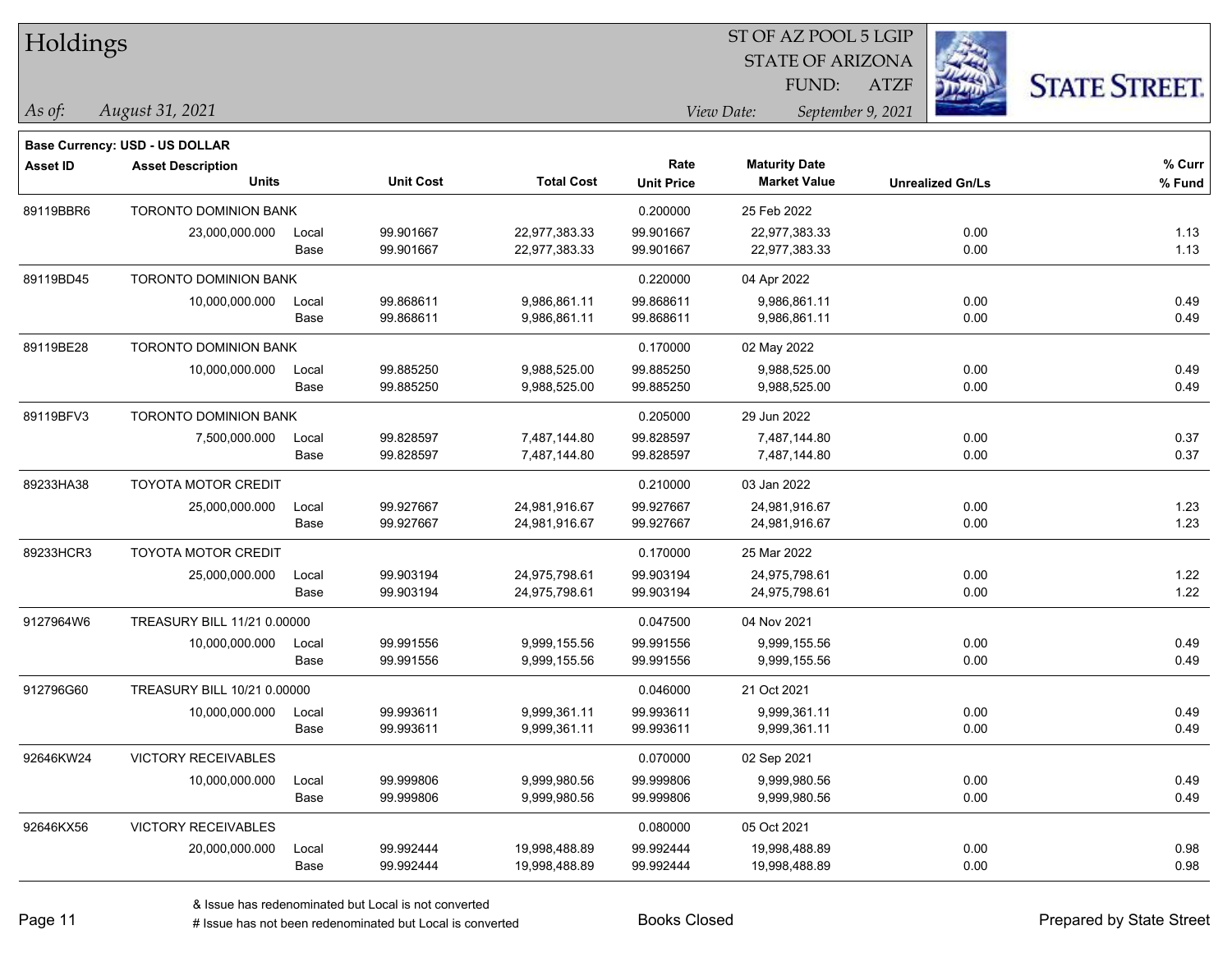# Holdings

ST OF AZ POOL 5 LGIP
STATE OF ARIZONA
FUND: ATZF

*As of:* *August 31, 2021*

*View Date:* *September 9, 2021*

**Base Currency: USD - US DOLLAR**

| Asset ID | Asset Description / Units | | Unit Cost | Total Cost | Rate / Unit Price | Maturity Date / Market Value | Unrealized Gn/Ls | % Curr / % Fund |
|---|---|---|---|---|---|---|---|---|
| 89119BBR6 | TORONTO DOMINION BANK | | | | 0.200000 | 25 Feb 2022 | | |
| | 23,000,000.000 | Local | 99.901667 | 22,977,383.33 | 99.901667 | 22,977,383.33 | 0.00 | 1.13 |
| | | Base | 99.901667 | 22,977,383.33 | 99.901667 | 22,977,383.33 | 0.00 | 1.13 |
| 89119BD45 | TORONTO DOMINION BANK | | | | 0.220000 | 04 Apr 2022 | | |
| | 10,000,000.000 | Local | 99.868611 | 9,986,861.11 | 99.868611 | 9,986,861.11 | 0.00 | 0.49 |
| | | Base | 99.868611 | 9,986,861.11 | 99.868611 | 9,986,861.11 | 0.00 | 0.49 |
| 89119BE28 | TORONTO DOMINION BANK | | | | 0.170000 | 02 May 2022 | | |
| | 10,000,000.000 | Local | 99.885250 | 9,988,525.00 | 99.885250 | 9,988,525.00 | 0.00 | 0.49 |
| | | Base | 99.885250 | 9,988,525.00 | 99.885250 | 9,988,525.00 | 0.00 | 0.49 |
| 89119BFV3 | TORONTO DOMINION BANK | | | | 0.205000 | 29 Jun 2022 | | |
| | 7,500,000.000 | Local | 99.828597 | 7,487,144.80 | 99.828597 | 7,487,144.80 | 0.00 | 0.37 |
| | | Base | 99.828597 | 7,487,144.80 | 99.828597 | 7,487,144.80 | 0.00 | 0.37 |
| 89233HA38 | TOYOTA MOTOR CREDIT | | | | 0.210000 | 03 Jan 2022 | | |
| | 25,000,000.000 | Local | 99.927667 | 24,981,916.67 | 99.927667 | 24,981,916.67 | 0.00 | 1.23 |
| | | Base | 99.927667 | 24,981,916.67 | 99.927667 | 24,981,916.67 | 0.00 | 1.23 |
| 89233HCR3 | TOYOTA MOTOR CREDIT | | | | 0.170000 | 25 Mar 2022 | | |
| | 25,000,000.000 | Local | 99.903194 | 24,975,798.61 | 99.903194 | 24,975,798.61 | 0.00 | 1.22 |
| | | Base | 99.903194 | 24,975,798.61 | 99.903194 | 24,975,798.61 | 0.00 | 1.22 |
| 9127964W6 | TREASURY BILL 11/21 0.00000 | | | | 0.047500 | 04 Nov 2021 | | |
| | 10,000,000.000 | Local | 99.991556 | 9,999,155.56 | 99.991556 | 9,999,155.56 | 0.00 | 0.49 |
| | | Base | 99.991556 | 9,999,155.56 | 99.991556 | 9,999,155.56 | 0.00 | 0.49 |
| 912796G60 | TREASURY BILL 10/21 0.00000 | | | | 0.046000 | 21 Oct 2021 | | |
| | 10,000,000.000 | Local | 99.993611 | 9,999,361.11 | 99.993611 | 9,999,361.11 | 0.00 | 0.49 |
| | | Base | 99.993611 | 9,999,361.11 | 99.993611 | 9,999,361.11 | 0.00 | 0.49 |
| 92646KW24 | VICTORY RECEIVABLES | | | | 0.070000 | 02 Sep 2021 | | |
| | 10,000,000.000 | Local | 99.999806 | 9,999,980.56 | 99.999806 | 9,999,980.56 | 0.00 | 0.49 |
| | | Base | 99.999806 | 9,999,980.56 | 99.999806 | 9,999,980.56 | 0.00 | 0.49 |
| 92646KX56 | VICTORY RECEIVABLES | | | | 0.080000 | 05 Oct 2021 | | |
| | 20,000,000.000 | Local | 99.992444 | 19,998,488.89 | 99.992444 | 19,998,488.89 | 0.00 | 0.98 |
| | | Base | 99.992444 | 19,998,488.89 | 99.992444 | 19,998,488.89 | 0.00 | 0.98 |

& Issue has redenominated but Local is not converted
# Issue has not been redenominated but Local is converted

Books Closed

Prepared by State Street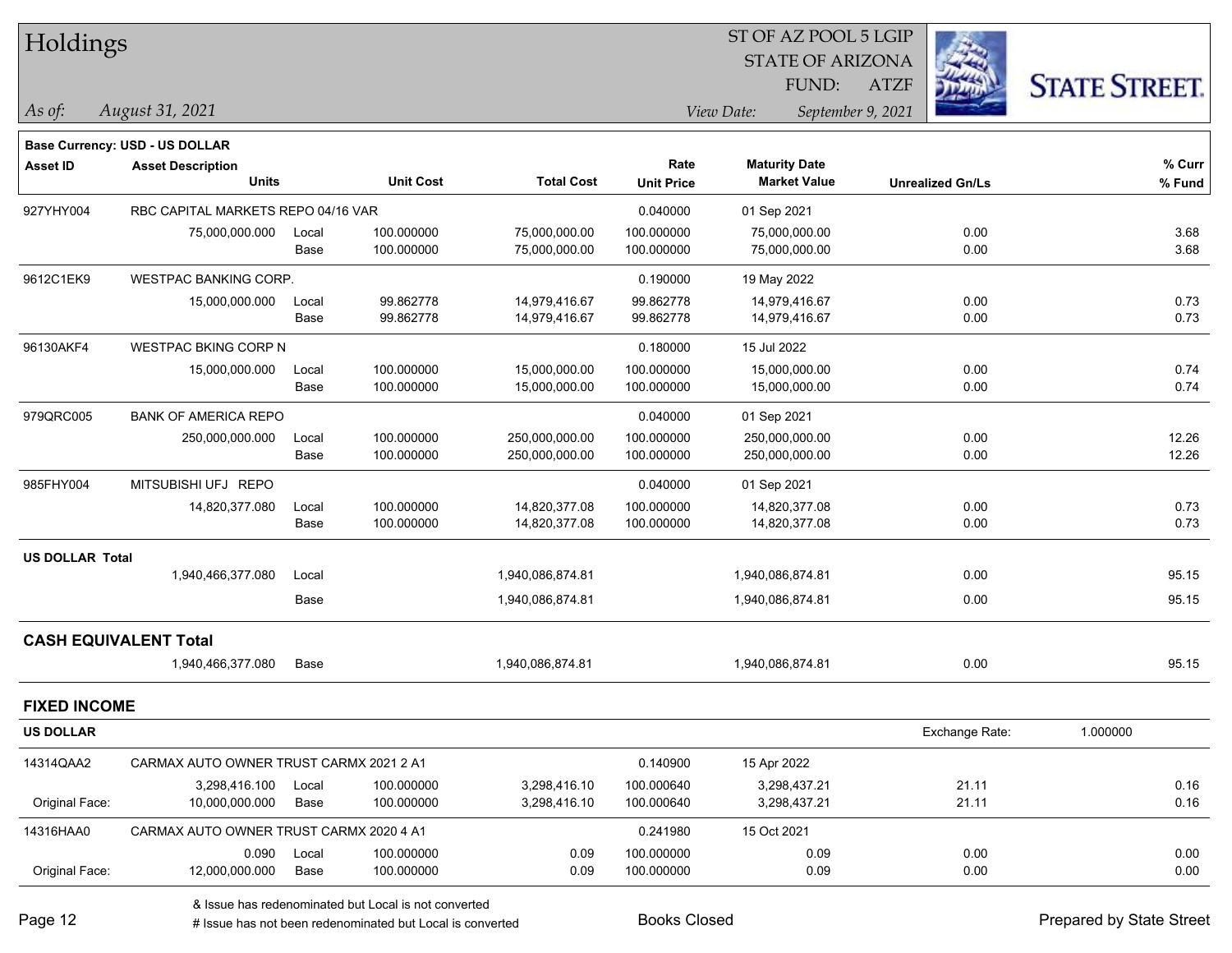# Holdings

ST OF AZ POOL 5 LGIP
STATE OF ARIZONA
FUND: ATZF

*As of: August 31, 2021*

*View Date: September 9, 2021*

STATE STREET.

**Base Currency: USD - US DOLLAR**

| Asset ID | Asset Description / Units | | Unit Cost | Total Cost | Rate / Unit Price | Maturity Date / Market Value | Unrealized Gn/Ls | % Curr / % Fund |
|---|---|---|---|---|---|---|---|---|
| 927YHY004 | RBC CAPITAL MARKETS REPO 04/16 VAR | | | | 0.040000 | 01 Sep 2021 | | |
| | 75,000,000.000 | Local | 100.000000 | 75,000,000.00 | 100.000000 | 75,000,000.00 | 0.00 | 3.68 |
| | | Base | 100.000000 | 75,000,000.00 | 100.000000 | 75,000,000.00 | 0.00 | 3.68 |
| 9612C1EK9 | WESTPAC BANKING CORP. | | | | 0.190000 | 19 May 2022 | | |
| | 15,000,000.000 | Local | 99.862778 | 14,979,416.67 | 99.862778 | 14,979,416.67 | 0.00 | 0.73 |
| | | Base | 99.862778 | 14,979,416.67 | 99.862778 | 14,979,416.67 | 0.00 | 0.73 |
| 96130AKF4 | WESTPAC BKING CORP N | | | | 0.180000 | 15 Jul 2022 | | |
| | 15,000,000.000 | Local | 100.000000 | 15,000,000.00 | 100.000000 | 15,000,000.00 | 0.00 | 0.74 |
| | | Base | 100.000000 | 15,000,000.00 | 100.000000 | 15,000,000.00 | 0.00 | 0.74 |
| 979QRC005 | BANK OF AMERICA REPO | | | | 0.040000 | 01 Sep 2021 | | |
| | 250,000,000.000 | Local | 100.000000 | 250,000,000.00 | 100.000000 | 250,000,000.00 | 0.00 | 12.26 |
| | | Base | 100.000000 | 250,000,000.00 | 100.000000 | 250,000,000.00 | 0.00 | 12.26 |
| 985FHY004 | MITSUBISHI UFJ REPO | | | | 0.040000 | 01 Sep 2021 | | |
| | 14,820,377.080 | Local | 100.000000 | 14,820,377.08 | 100.000000 | 14,820,377.08 | 0.00 | 0.73 |
| | | Base | 100.000000 | 14,820,377.08 | 100.000000 | 14,820,377.08 | 0.00 | 0.73 |
| **US DOLLAR Total** | | | | | | | | |
| | 1,940,466,377.080 | Local | | 1,940,086,874.81 | | 1,940,086,874.81 | 0.00 | 95.15 |
| | | Base | | 1,940,086,874.81 | | 1,940,086,874.81 | 0.00 | 95.15 |

## CASH EQUIVALENT Total

| | Units | | | Total Cost | | Market Value | Unrealized Gn/Ls | % Fund |
|---|---|---|---|---|---|---|---|---|
| | 1,940,466,377.080 | Base | | 1,940,086,874.81 | | 1,940,086,874.81 | 0.00 | 95.15 |

## FIXED INCOME

**US DOLLAR** — Exchange Rate: 1.000000

| Asset ID | Asset Description / Units | | Unit Cost | Total Cost | Rate / Unit Price | Maturity Date / Market Value | Unrealized Gn/Ls | % Curr / % Fund |
|---|---|---|---|---|---|---|---|---|
| 14314QAA2 | CARMAX AUTO OWNER TRUST CARMX 2021 2 A1 | | | | 0.140900 | 15 Apr 2022 | | |
| | 3,298,416.100 | Local | 100.000000 | 3,298,416.10 | 100.000640 | 3,298,437.21 | 21.11 | 0.16 |
| Original Face: | 10,000,000.000 | Base | 100.000000 | 3,298,416.10 | 100.000640 | 3,298,437.21 | 21.11 | 0.16 |
| 14316HAA0 | CARMAX AUTO OWNER TRUST CARMX 2020 4 A1 | | | | 0.241980 | 15 Oct 2021 | | |
| | 0.090 | Local | 100.000000 | 0.09 | 100.000000 | 0.09 | 0.00 | 0.00 |
| Original Face: | 12,000,000.000 | Base | 100.000000 | 0.09 | 100.000000 | 0.09 | 0.00 | 0.00 |

& Issue has redenominated but Local is not converted
# Issue has not been redenominated but Local is converted

Books Closed

Prepared by State Street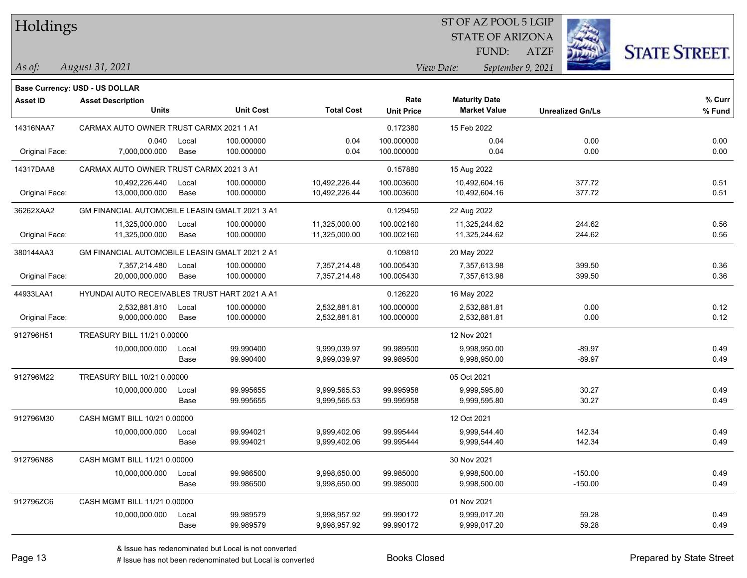# Holdings

ST OF AZ POOL 5 LGIP
STATE OF ARIZONA
FUND: ATZF

*As of:* *August 31, 2021*

*View Date:* *September 9, 2021*

**Base Currency: USD - US DOLLAR**

| Asset ID | Asset Description / Units | | Unit Cost | Total Cost | Rate / Unit Price | Maturity Date / Market Value | Unrealized Gn/Ls | % Curr / % Fund |
|---|---|---|---|---|---|---|---|---|
| 14316NAA7 | CARMAX AUTO OWNER TRUST CARMX 2021 1 A1 | | | | 0.172380 | 15 Feb 2022 | | |
| | 0.040 | Local | 100.000000 | 0.04 | 100.000000 | 0.04 | 0.00 | 0.00 |
| Original Face: | 7,000,000.000 | Base | 100.000000 | 0.04 | 100.000000 | 0.04 | 0.00 | 0.00 |
| 14317DAA8 | CARMAX AUTO OWNER TRUST CARMX 2021 3 A1 | | | | 0.157880 | 15 Aug 2022 | | |
| | 10,492,226.440 | Local | 100.000000 | 10,492,226.44 | 100.003600 | 10,492,604.16 | 377.72 | 0.51 |
| Original Face: | 13,000,000.000 | Base | 100.000000 | 10,492,226.44 | 100.003600 | 10,492,604.16 | 377.72 | 0.51 |
| 36262XAA2 | GM FINANCIAL AUTOMOBILE LEASIN GMALT 2021 3 A1 | | | | 0.129450 | 22 Aug 2022 | | |
| | 11,325,000.000 | Local | 100.000000 | 11,325,000.00 | 100.002160 | 11,325,244.62 | 244.62 | 0.56 |
| Original Face: | 11,325,000.000 | Base | 100.000000 | 11,325,000.00 | 100.002160 | 11,325,244.62 | 244.62 | 0.56 |
| 380144AA3 | GM FINANCIAL AUTOMOBILE LEASIN GMALT 2021 2 A1 | | | | 0.109810 | 20 May 2022 | | |
| | 7,357,214.480 | Local | 100.000000 | 7,357,214.48 | 100.005430 | 7,357,613.98 | 399.50 | 0.36 |
| Original Face: | 20,000,000.000 | Base | 100.000000 | 7,357,214.48 | 100.005430 | 7,357,613.98 | 399.50 | 0.36 |
| 44933LAA1 | HYUNDAI AUTO RECEIVABLES TRUST HART 2021 A A1 | | | | 0.126220 | 16 May 2022 | | |
| | 2,532,881.810 | Local | 100.000000 | 2,532,881.81 | 100.000000 | 2,532,881.81 | 0.00 | 0.12 |
| Original Face: | 9,000,000.000 | Base | 100.000000 | 2,532,881.81 | 100.000000 | 2,532,881.81 | 0.00 | 0.12 |
| 912796H51 | TREASURY BILL 11/21 0.00000 | | | | | 12 Nov 2021 | | |
| | 10,000,000.000 | Local | 99.990400 | 9,999,039.97 | 99.989500 | 9,998,950.00 | -89.97 | 0.49 |
| | | Base | 99.990400 | 9,999,039.97 | 99.989500 | 9,998,950.00 | -89.97 | 0.49 |
| 912796M22 | TREASURY BILL 10/21 0.00000 | | | | | 05 Oct 2021 | | |
| | 10,000,000.000 | Local | 99.995655 | 9,999,565.53 | 99.995958 | 9,999,595.80 | 30.27 | 0.49 |
| | | Base | 99.995655 | 9,999,565.53 | 99.995958 | 9,999,595.80 | 30.27 | 0.49 |
| 912796M30 | CASH MGMT BILL 10/21 0.00000 | | | | | 12 Oct 2021 | | |
| | 10,000,000.000 | Local | 99.994021 | 9,999,402.06 | 99.995444 | 9,999,544.40 | 142.34 | 0.49 |
| | | Base | 99.994021 | 9,999,402.06 | 99.995444 | 9,999,544.40 | 142.34 | 0.49 |
| 912796N88 | CASH MGMT BILL 11/21 0.00000 | | | | | 30 Nov 2021 | | |
| | 10,000,000.000 | Local | 99.986500 | 9,998,650.00 | 99.985000 | 9,998,500.00 | -150.00 | 0.49 |
| | | Base | 99.986500 | 9,998,650.00 | 99.985000 | 9,998,500.00 | -150.00 | 0.49 |
| 912796ZC6 | CASH MGMT BILL 11/21 0.00000 | | | | | 01 Nov 2021 | | |
| | 10,000,000.000 | Local | 99.989579 | 9,998,957.92 | 99.990172 | 9,999,017.20 | 59.28 | 0.49 |
| | | Base | 99.989579 | 9,998,957.92 | 99.990172 | 9,999,017.20 | 59.28 | 0.49 |

& Issue has redenominated but Local is not converted
# Issue has not been redenominated but Local is converted

Books Closed

Prepared by State Street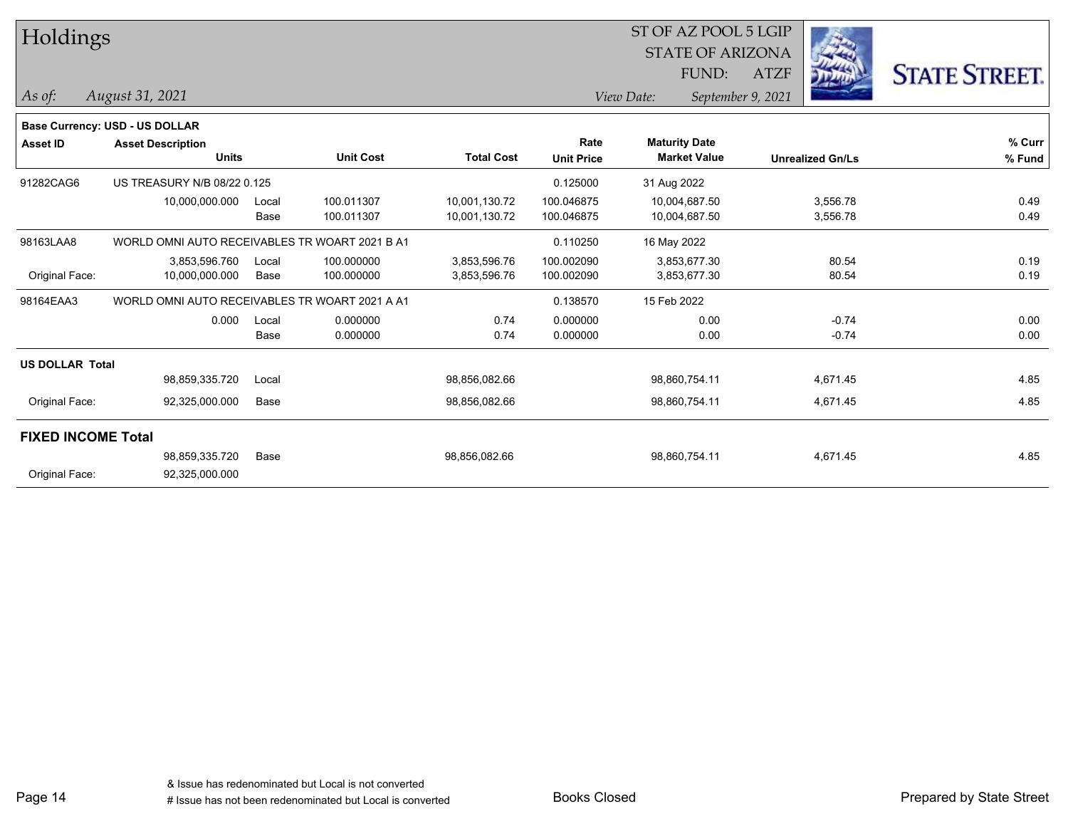# Holdings

ST OF AZ POOL 5 LGIP
STATE OF ARIZONA
FUND: ATZF

*As of: August 31, 2021*

*View Date: September 9, 2021*

**Base Currency: USD - US DOLLAR**

| Asset ID | Asset Description / Units | | Unit Cost | Total Cost | Rate / Unit Price | Maturity Date / Market Value | Unrealized Gn/Ls | % Curr / % Fund |
|---|---|---|---|---|---|---|---|---|
| 91282CAG6 | US TREASURY N/B 08/22 0.125 | | | | 0.125000 | 31 Aug 2022 | | |
| | 10,000,000.000 | Local | 100.011307 | 10,001,130.72 | 100.046875 | 10,004,687.50 | 3,556.78 | 0.49 |
| | | Base | 100.011307 | 10,001,130.72 | 100.046875 | 10,004,687.50 | 3,556.78 | 0.49 |
| 98163LAA8 | WORLD OMNI AUTO RECEIVABLES TR WOART 2021 B A1 | | | | 0.110250 | 16 May 2022 | | |
| | 3,853,596.760 | Local | 100.000000 | 3,853,596.76 | 100.002090 | 3,853,677.30 | 80.54 | 0.19 |
| Original Face: | 10,000,000.000 | Base | 100.000000 | 3,853,596.76 | 100.002090 | 3,853,677.30 | 80.54 | 0.19 |
| 98164EAA3 | WORLD OMNI AUTO RECEIVABLES TR WOART 2021 A A1 | | | | 0.138570 | 15 Feb 2022 | | |
| | 0.000 | Local | 0.000000 | 0.74 | 0.000000 | 0.00 | -0.74 | 0.00 |
| | | Base | 0.000000 | 0.74 | 0.000000 | 0.00 | -0.74 | 0.00 |
| **US DOLLAR Total** | | | | | | | | |
| | 98,859,335.720 | Local | | 98,856,082.66 | | 98,860,754.11 | 4,671.45 | 4.85 |
| Original Face: | 92,325,000.000 | Base | | 98,856,082.66 | | 98,860,754.11 | 4,671.45 | 4.85 |
| **FIXED INCOME Total** | | | | | | | | |
| | 98,859,335.720 | Base | | 98,856,082.66 | | 98,860,754.11 | 4,671.45 | 4.85 |
| Original Face: | 92,325,000.000 | | | | | | | |

& Issue has redenominated but Local is not converted
# Issue has not been redenominated but Local is converted

Books Closed

Prepared by State Street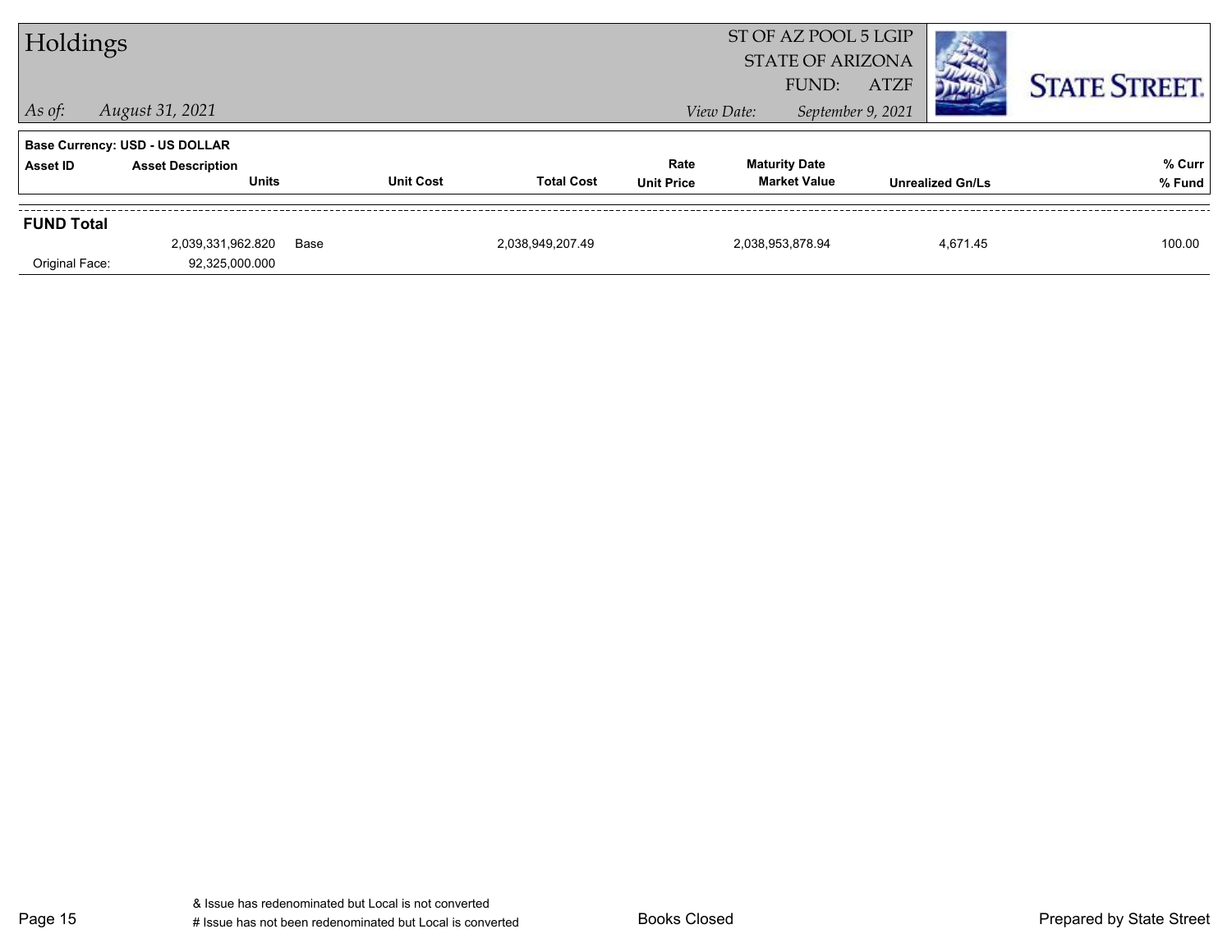# Holdings

ST OF AZ POOL 5 LGIP
STATE OF ARIZONA
FUND: ATZF

*As of:* *August 31, 2021*

*View Date:* *September 9, 2021*

STATE STREET.

**Base Currency: USD - US DOLLAR**

| Asset ID | Asset Description / Units | | Unit Cost | Total Cost | Rate / Unit Price | Maturity Date / Market Value | Unrealized Gn/Ls | % Curr / % Fund |
|---|---|---|---|---|---|---|---|---|
| **FUND Total** | | | | | | | | |
| | 2,039,331,962.820 | Base | | 2,038,949,207.49 | | 2,038,953,878.94 | 4,671.45 | 100.00 |
| Original Face: | 92,325,000.000 | | | | | | | |

& Issue has redenominated but Local is not converted
# Issue has not been redenominated but Local is converted

Books Closed

Prepared by State Street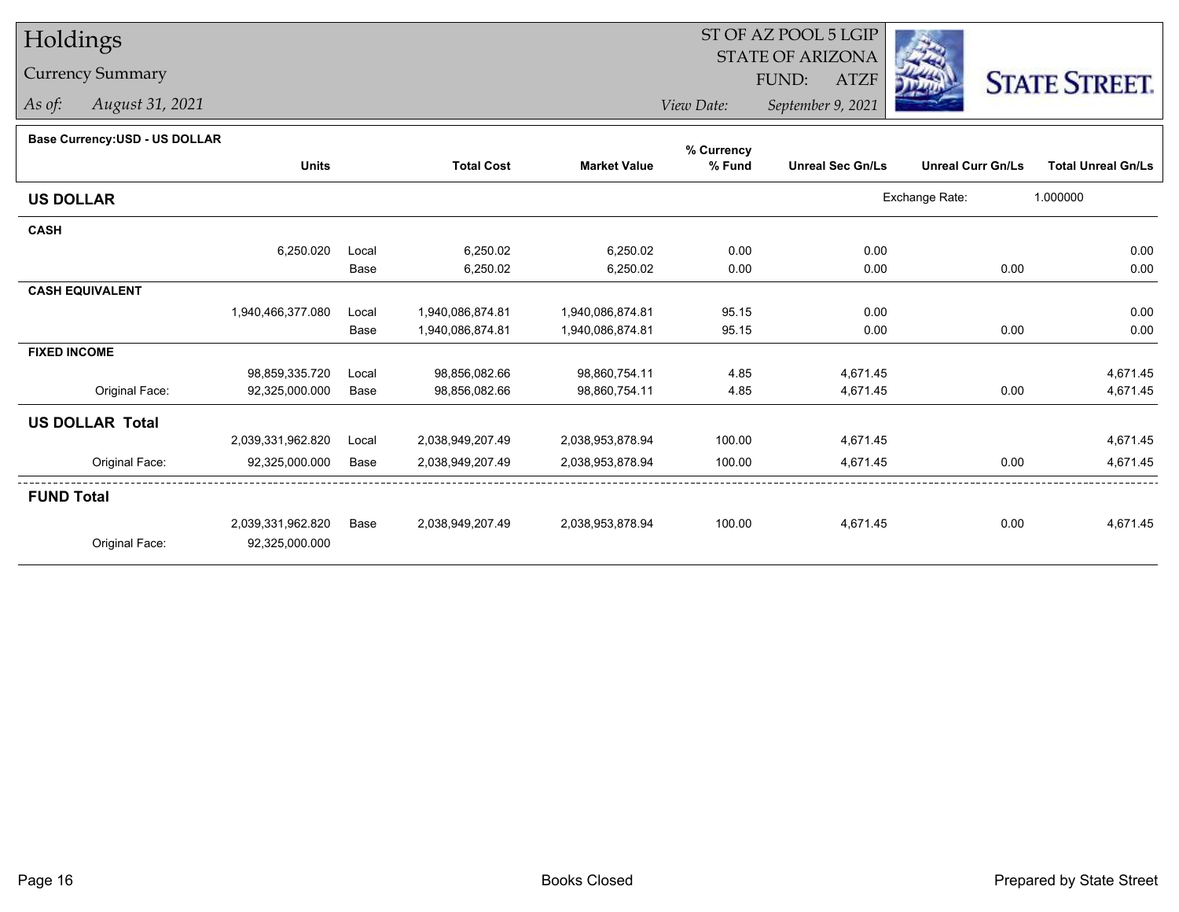# Holdings

## Currency Summary

*As of:* *August 31, 2021*

ST OF AZ POOL 5 LGIP
STATE OF ARIZONA
FUND: ATZF

*View Date:* *September 9, 2021*

STATE STREET.

**Base Currency:USD - US DOLLAR**

| | Units | | Total Cost | Market Value | % Currency % Fund | Unreal Sec Gn/Ls | Unreal Curr Gn/Ls | Total Unreal Gn/Ls |
|---|---|---|---|---|---|---|---|---|
| **US DOLLAR** | | | | | | | Exchange Rate: | 1.000000 |
| **CASH** | | | | | | | | |
| | 6,250.020 | Local | 6,250.02 | 6,250.02 | 0.00 | 0.00 | | 0.00 |
| | | Base | 6,250.02 | 6,250.02 | 0.00 | 0.00 | 0.00 | 0.00 |
| **CASH EQUIVALENT** | | | | | | | | |
| | 1,940,466,377.080 | Local | 1,940,086,874.81 | 1,940,086,874.81 | 95.15 | 0.00 | | 0.00 |
| | | Base | 1,940,086,874.81 | 1,940,086,874.81 | 95.15 | 0.00 | 0.00 | 0.00 |
| **FIXED INCOME** | | | | | | | | |
| | 98,859,335.720 | Local | 98,856,082.66 | 98,860,754.11 | 4.85 | 4,671.45 | | 4,671.45 |
| Original Face: | 92,325,000.000 | Base | 98,856,082.66 | 98,860,754.11 | 4.85 | 4,671.45 | 0.00 | 4,671.45 |
| **US DOLLAR Total** | | | | | | | | |
| | 2,039,331,962.820 | Local | 2,038,949,207.49 | 2,038,953,878.94 | 100.00 | 4,671.45 | | 4,671.45 |
| Original Face: | 92,325,000.000 | Base | 2,038,949,207.49 | 2,038,953,878.94 | 100.00 | 4,671.45 | 0.00 | 4,671.45 |
| **FUND Total** | | | | | | | | |
| | 2,039,331,962.820 | Base | 2,038,949,207.49 | 2,038,953,878.94 | 100.00 | 4,671.45 | 0.00 | 4,671.45 |
| Original Face: | 92,325,000.000 | | | | | | | |

Books Closed

Prepared by State Street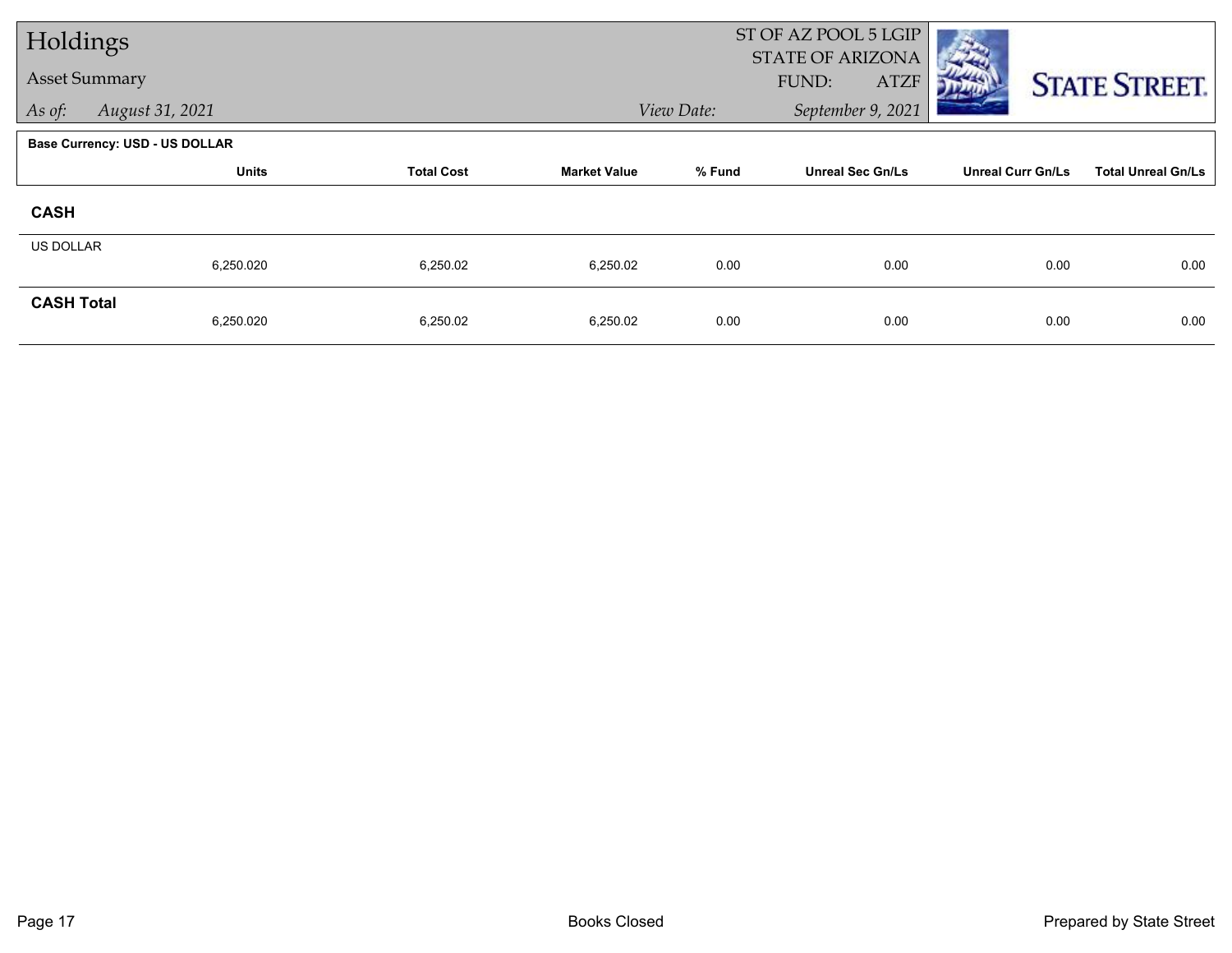# Holdings

## Asset Summary

*As of:* *August 31, 2021*

ST OF AZ POOL 5 LGIP
STATE OF ARIZONA
FUND: ATZF

*View Date:* *September 9, 2021*

**Base Currency: USD - US DOLLAR**

| | Units | Total Cost | Market Value | % Fund | Unreal Sec Gn/Ls | Unreal Curr Gn/Ls | Total Unreal Gn/Ls |
|---|---|---|---|---|---|---|---|
| **CASH** | | | | | | | |
| US DOLLAR | 6,250.020 | 6,250.02 | 6,250.02 | 0.00 | 0.00 | 0.00 | 0.00 |
| **CASH Total** | 6,250.020 | 6,250.02 | 6,250.02 | 0.00 | 0.00 | 0.00 | 0.00 |

Books Closed

Prepared by State Street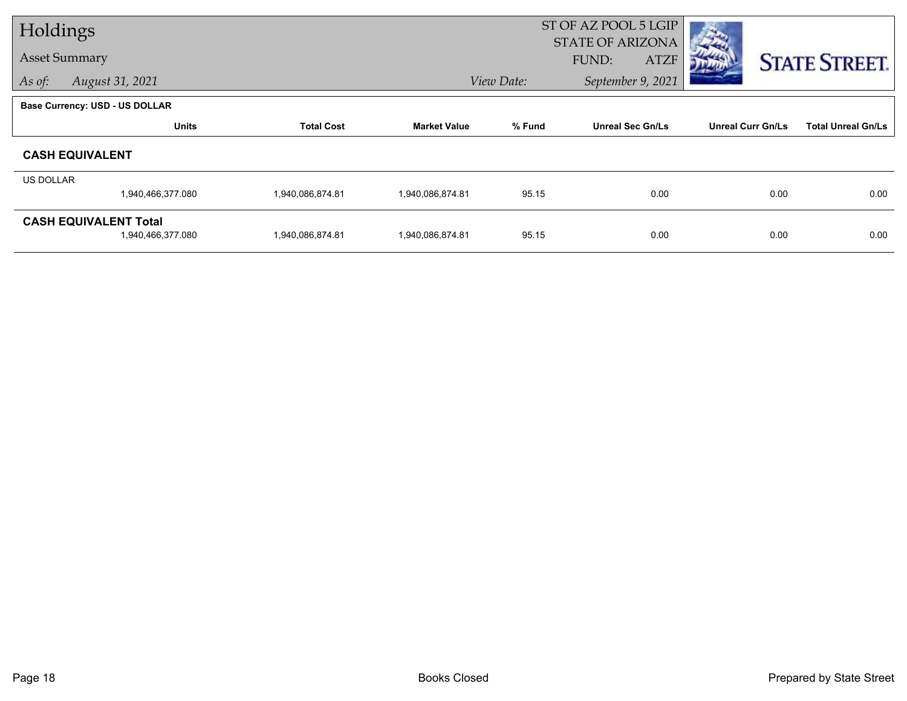# Holdings

## Asset Summary

*As of: August 31, 2021*

ST OF AZ POOL 5 LGIP
STATE OF ARIZONA
FUND: ATZF

*View Date: September 9, 2021*

**Base Currency: USD - US DOLLAR**

| | Units | Total Cost | Market Value | % Fund | Unreal Sec Gn/Ls | Unreal Curr Gn/Ls | Total Unreal Gn/Ls |
|---|---|---|---|---|---|---|---|
| **CASH EQUIVALENT** | | | | | | | |
| US DOLLAR | 1,940,466,377.080 | 1,940,086,874.81 | 1,940,086,874.81 | 95.15 | 0.00 | 0.00 | 0.00 |
| **CASH EQUIVALENT Total** | 1,940,466,377.080 | 1,940,086,874.81 | 1,940,086,874.81 | 95.15 | 0.00 | 0.00 | 0.00 |

Books Closed

Prepared by State Street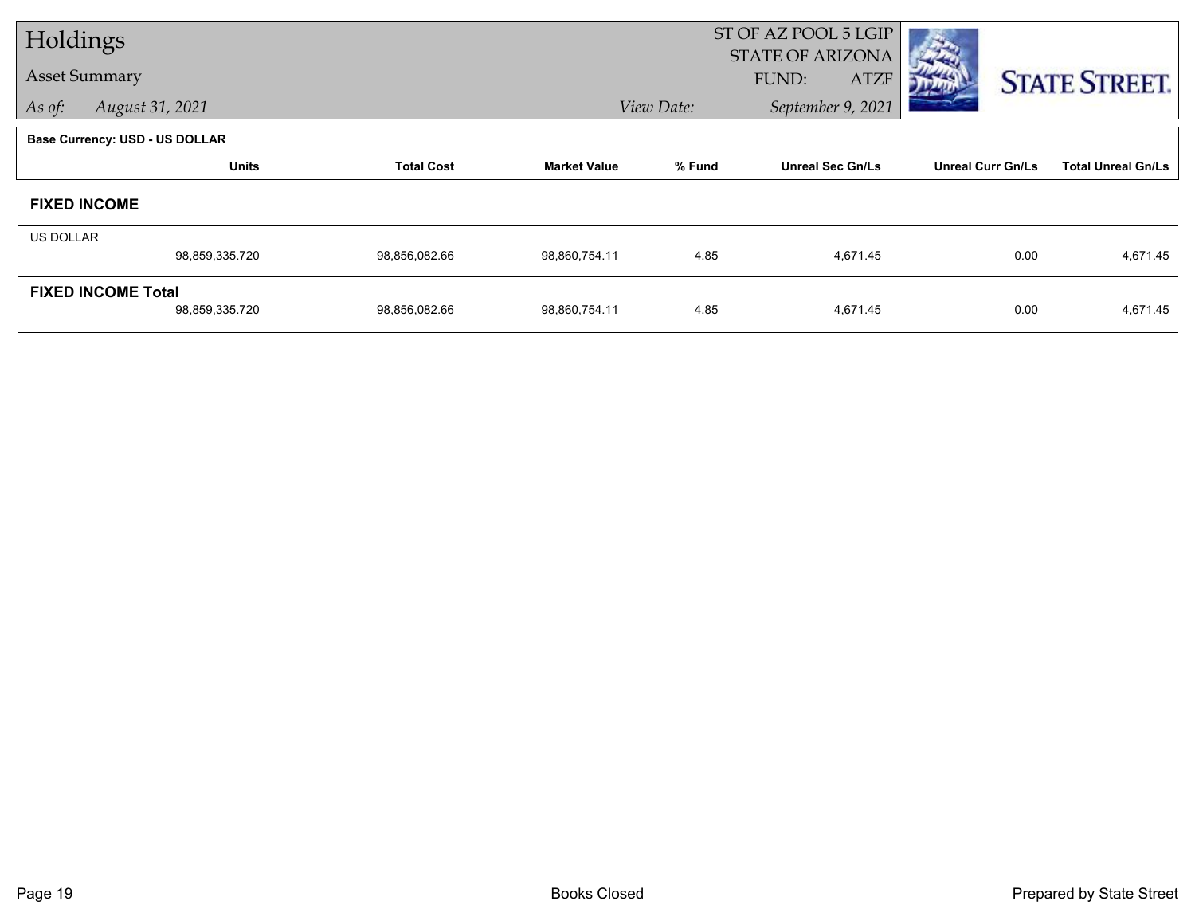# Holdings

## Asset Summary

*As of: August 31, 2021*

ST OF AZ POOL 5 LGIP
STATE OF ARIZONA
FUND: ATZF

*View Date: September 9, 2021*

**Base Currency: USD - US DOLLAR**

| | Units | Total Cost | Market Value | % Fund | Unreal Sec Gn/Ls | Unreal Curr Gn/Ls | Total Unreal Gn/Ls |
|---|---|---|---|---|---|---|---|
| **FIXED INCOME** | | | | | | | |
| US DOLLAR | 98,859,335.720 | 98,856,082.66 | 98,860,754.11 | 4.85 | 4,671.45 | 0.00 | 4,671.45 |
| **FIXED INCOME Total** | 98,859,335.720 | 98,856,082.66 | 98,860,754.11 | 4.85 | 4,671.45 | 0.00 | 4,671.45 |

Books Closed

Prepared by State Street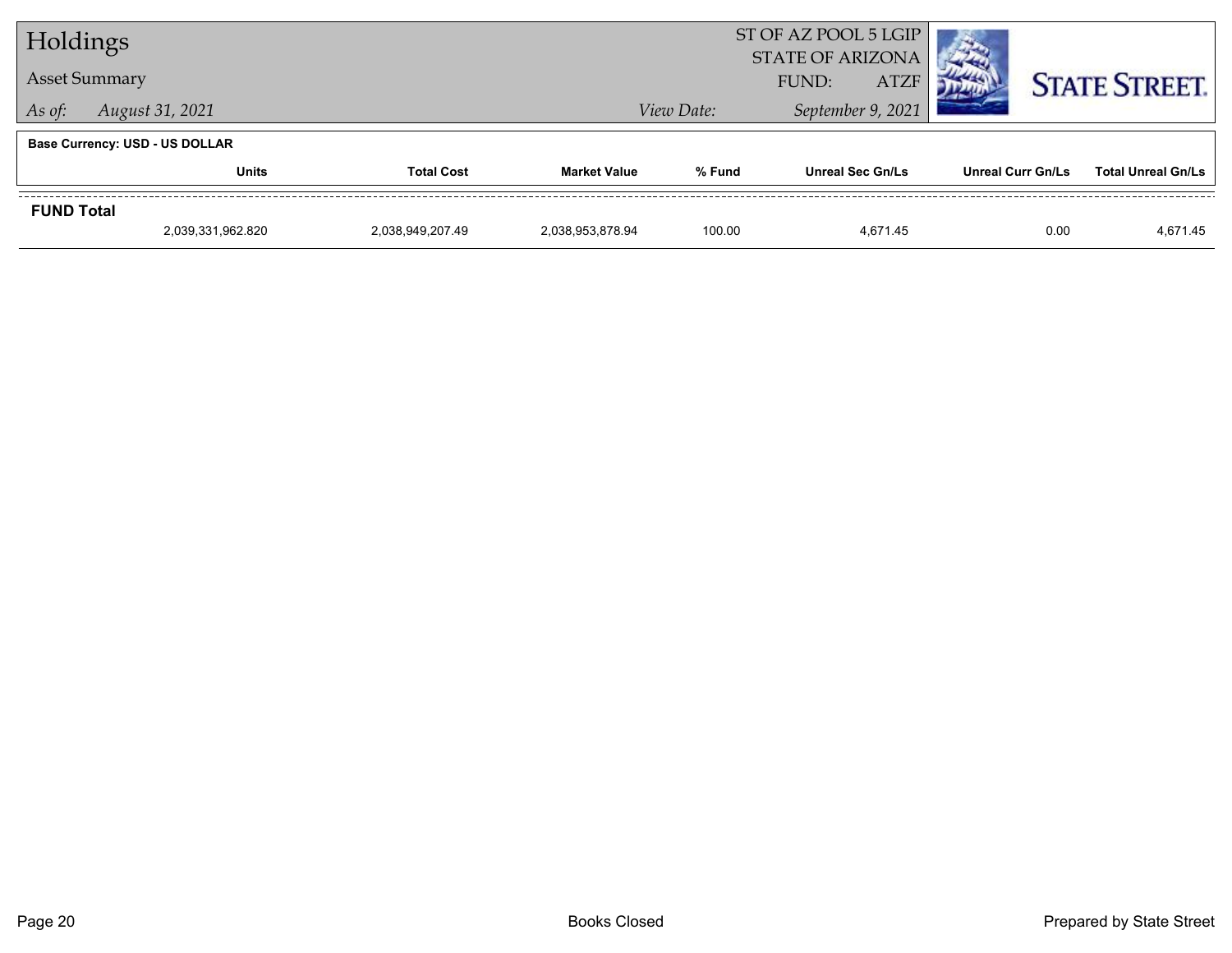# Holdings

## Asset Summary

*As of:* *August 31, 2021*

ST OF AZ POOL 5 LGIP
STATE OF ARIZONA
FUND: ATZF

*View Date:* *September 9, 2021*

STATE STREET.

**Base Currency: USD - US DOLLAR**

| | Units | Total Cost | Market Value | % Fund | Unreal Sec Gn/Ls | Unreal Curr Gn/Ls | Total Unreal Gn/Ls |
|---|---|---|---|---|---|---|---|
| **FUND Total** | | | | | | | |
| | 2,039,331,962.820 | 2,038,949,207.49 | 2,038,953,878.94 | 100.00 | 4,671.45 | 0.00 | 4,671.45 |

Books Closed

Prepared by State Street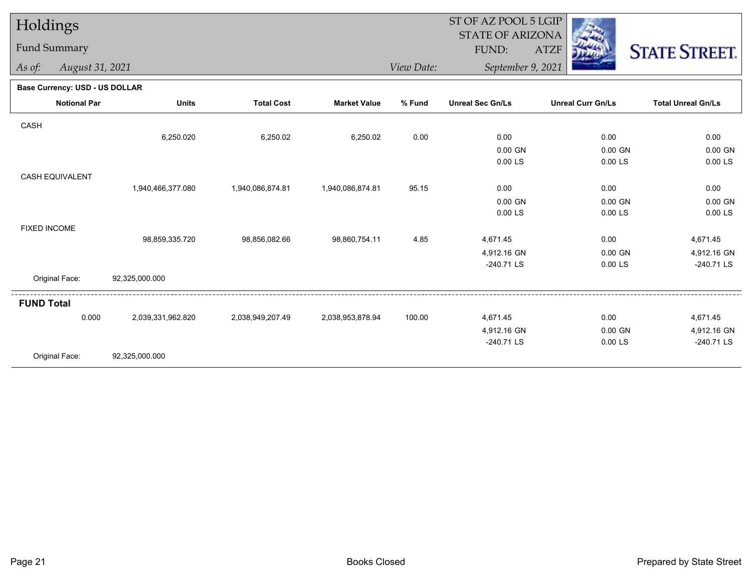# Holdings

Fund Summary

*As of:* *August 31, 2021*

ST OF AZ POOL 5 LGIP
STATE OF ARIZONA
FUND: ATZF

*View Date:* *September 9, 2021*

**STATE STREET.**

**Base Currency: USD - US DOLLAR**

| Notional Par | Units | Total Cost | Market Value | % Fund | Unreal Sec Gn/Ls | Unreal Curr Gn/Ls | Total Unreal Gn/Ls |
|---|---|---|---|---|---|---|---|
| CASH | | | | | | | |
| | 6,250.020 | 6,250.02 | 6,250.02 | 0.00 | 0.00 | 0.00 | 0.00 |
| | | | | | 0.00 GN | 0.00 GN | 0.00 GN |
| | | | | | 0.00 LS | 0.00 LS | 0.00 LS |
| CASH EQUIVALENT | | | | | | | |
| | 1,940,466,377.080 | 1,940,086,874.81 | 1,940,086,874.81 | 95.15 | 0.00 | 0.00 | 0.00 |
| | | | | | 0.00 GN | 0.00 GN | 0.00 GN |
| | | | | | 0.00 LS | 0.00 LS | 0.00 LS |
| FIXED INCOME | | | | | | | |
| | 98,859,335.720 | 98,856,082.66 | 98,860,754.11 | 4.85 | 4,671.45 | 0.00 | 4,671.45 |
| | | | | | 4,912.16 GN | 0.00 GN | 4,912.16 GN |
| | | | | | -240.71 LS | 0.00 LS | -240.71 LS |
| Original Face: | 92,325,000.000 | | | | | | |
| **FUND Total** | | | | | | | |
| 0.000 | 2,039,331,962.820 | 2,038,949,207.49 | 2,038,953,878.94 | 100.00 | 4,671.45 | 0.00 | 4,671.45 |
| | | | | | 4,912.16 GN | 0.00 GN | 4,912.16 GN |
| | | | | | -240.71 LS | 0.00 LS | -240.71 LS |
| Original Face: | 92,325,000.000 | | | | | | |

Books Closed

Prepared by State Street